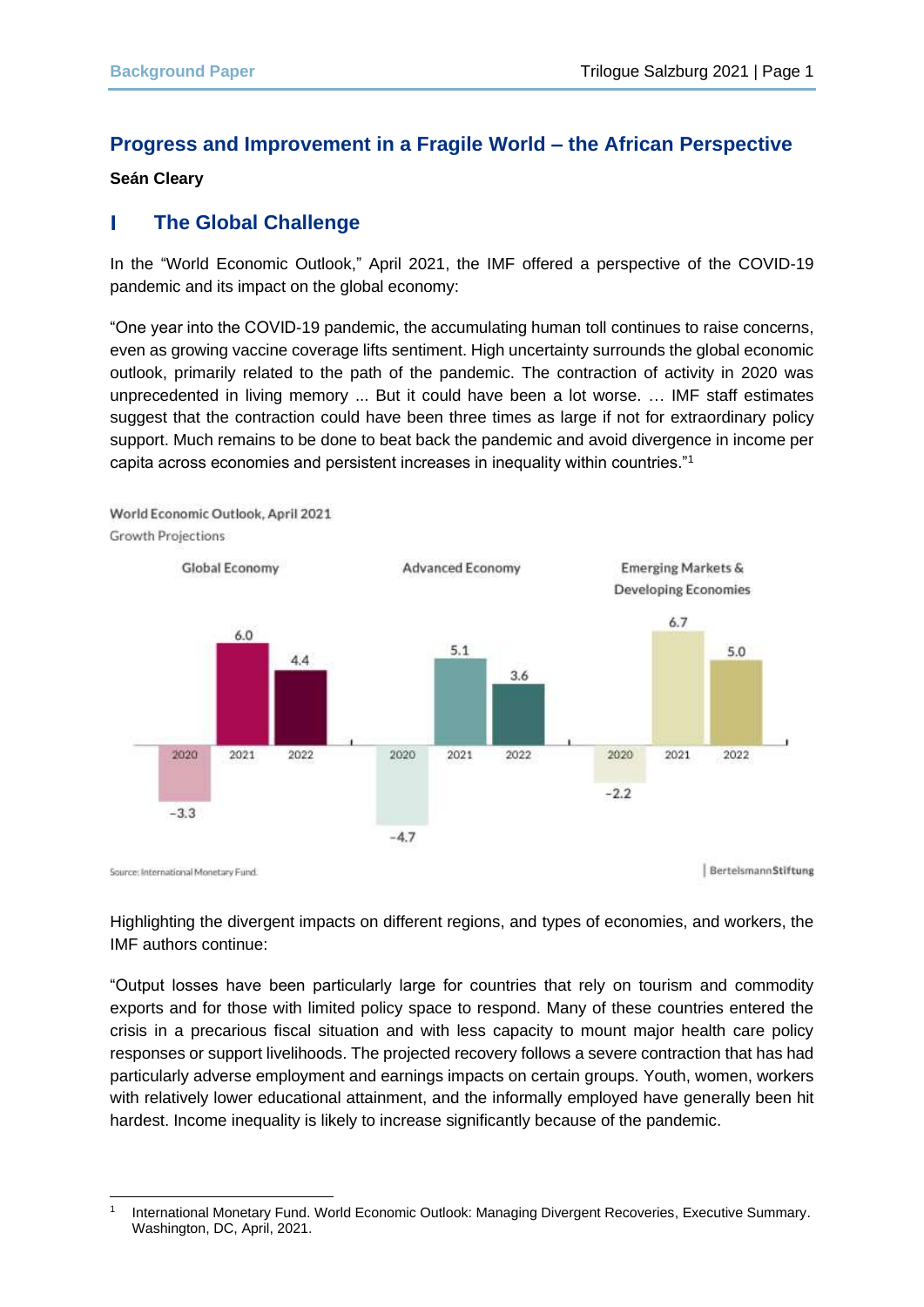# Progress and Improvement in a Fragile World – the African Perspective

**Seán Cleary**

## I The Global Challenge

In the "World Economic Outlook," April 2021, the IMF offered a perspective of the COVID-19 pandemic and its impact on the global economy:

"One year into the COVID-19 pandemic, the accumulating human toll continues to raise concerns, even as growing vaccine coverage lifts sentiment. High uncertainty surrounds the global economic outlook, primarily related to the path of the pandemic. The contraction of activity in 2020 was unprecedented in living memory ... But it could have been a lot worse. … IMF staff estimates suggest that the contraction could have been three times as large if not for extraordinary policy support. Much remains to be done to beat back the pandemic and avoid divergence in income per capita across economies and persistent increases in inequality within countries."[1]

World Economic Outlook, April 2021

Growth Projections

| | 2020 | 2021 | 2022 |
|---|---|---|---|
| Global Economy | -3.3 | 6.0 | 4.4 |
| Advanced Economy | -4.7 | 5.1 | 3.6 |
| Emerging Markets & Developing Economies | -2.2 | 6.7 | 5.0 |

Source: International Monetary Fund. | BertelsmannStiftung

Highlighting the divergent impacts on different regions, and types of economies, and workers, the IMF authors continue:

"Output losses have been particularly large for countries that rely on tourism and commodity exports and for those with limited policy space to respond. Many of these countries entered the crisis in a precarious fiscal situation and with less capacity to mount major health care policy responses or support livelihoods. The projected recovery follows a severe contraction that has had particularly adverse employment and earnings impacts on certain groups. Youth, women, workers with relatively lower educational attainment, and the informally employed have generally been hit hardest. Income inequality is likely to increase significantly because of the pandemic.

---

[1] International Monetary Fund. World Economic Outlook: Managing Divergent Recoveries, Executive Summary. Washington, DC, April, 2021.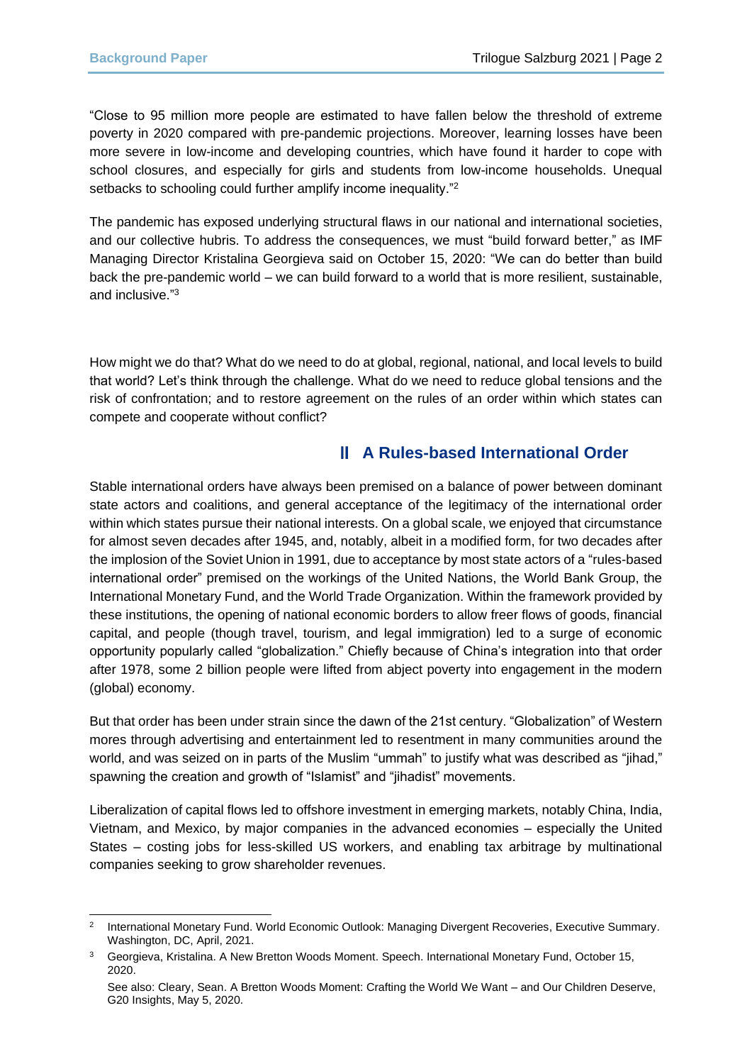"Close to 95 million more people are estimated to have fallen below the threshold of extreme poverty in 2020 compared with pre-pandemic projections. Moreover, learning losses have been more severe in low-income and developing countries, which have found it harder to cope with school closures, and especially for girls and students from low-income households. Unequal setbacks to schooling could further amplify income inequality."[2]

The pandemic has exposed underlying structural flaws in our national and international societies, and our collective hubris. To address the consequences, we must "build forward better," as IMF Managing Director Kristalina Georgieva said on October 15, 2020: "We can do better than build back the pre-pandemic world – we can build forward to a world that is more resilient, sustainable, and inclusive."[3]

How might we do that? What do we need to do at global, regional, national, and local levels to build that world? Let's think through the challenge. What do we need to reduce global tensions and the risk of confrontation; and to restore agreement on the rules of an order within which states can compete and cooperate without conflict?

## II A Rules-based International Order

Stable international orders have always been premised on a balance of power between dominant state actors and coalitions, and general acceptance of the legitimacy of the international order within which states pursue their national interests. On a global scale, we enjoyed that circumstance for almost seven decades after 1945, and, notably, albeit in a modified form, for two decades after the implosion of the Soviet Union in 1991, due to acceptance by most state actors of a "rules-based international order" premised on the workings of the United Nations, the World Bank Group, the International Monetary Fund, and the World Trade Organization. Within the framework provided by these institutions, the opening of national economic borders to allow freer flows of goods, financial capital, and people (though travel, tourism, and legal immigration) led to a surge of economic opportunity popularly called "globalization." Chiefly because of China's integration into that order after 1978, some 2 billion people were lifted from abject poverty into engagement in the modern (global) economy.

But that order has been under strain since the dawn of the 21st century. "Globalization" of Western mores through advertising and entertainment led to resentment in many communities around the world, and was seized on in parts of the Muslim "ummah" to justify what was described as "jihad," spawning the creation and growth of "Islamist" and "jihadist" movements.

Liberalization of capital flows led to offshore investment in emerging markets, notably China, India, Vietnam, and Mexico, by major companies in the advanced economies – especially the United States – costing jobs for less-skilled US workers, and enabling tax arbitrage by multinational companies seeking to grow shareholder revenues.

---

[2] International Monetary Fund. World Economic Outlook: Managing Divergent Recoveries, Executive Summary. Washington, DC, April, 2021.

[3] Georgieva, Kristalina. A New Bretton Woods Moment. Speech. International Monetary Fund, October 15, 2020.

See also: Cleary, Sean. A Bretton Woods Moment: Crafting the World We Want – and Our Children Deserve, G20 Insights, May 5, 2020.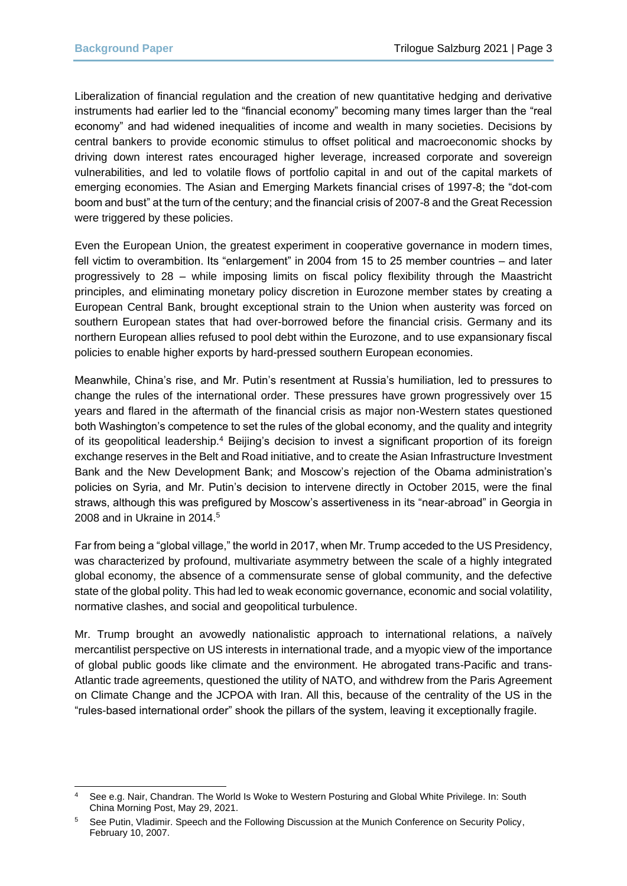Liberalization of financial regulation and the creation of new quantitative hedging and derivative instruments had earlier led to the "financial economy" becoming many times larger than the "real economy" and had widened inequalities of income and wealth in many societies. Decisions by central bankers to provide economic stimulus to offset political and macroeconomic shocks by driving down interest rates encouraged higher leverage, increased corporate and sovereign vulnerabilities, and led to volatile flows of portfolio capital in and out of the capital markets of emerging economies. The Asian and Emerging Markets financial crises of 1997-8; the "dot-com boom and bust" at the turn of the century; and the financial crisis of 2007-8 and the Great Recession were triggered by these policies.

Even the European Union, the greatest experiment in cooperative governance in modern times, fell victim to overambition. Its "enlargement" in 2004 from 15 to 25 member countries – and later progressively to 28 – while imposing limits on fiscal policy flexibility through the Maastricht principles, and eliminating monetary policy discretion in Eurozone member states by creating a European Central Bank, brought exceptional strain to the Union when austerity was forced on southern European states that had over-borrowed before the financial crisis. Germany and its northern European allies refused to pool debt within the Eurozone, and to use expansionary fiscal policies to enable higher exports by hard-pressed southern European economies.

Meanwhile, China's rise, and Mr. Putin's resentment at Russia's humiliation, led to pressures to change the rules of the international order. These pressures have grown progressively over 15 years and flared in the aftermath of the financial crisis as major non-Western states questioned both Washington's competence to set the rules of the global economy, and the quality and integrity of its geopolitical leadership.[4] Beijing's decision to invest a significant proportion of its foreign exchange reserves in the Belt and Road initiative, and to create the Asian Infrastructure Investment Bank and the New Development Bank; and Moscow's rejection of the Obama administration's policies on Syria, and Mr. Putin's decision to intervene directly in October 2015, were the final straws, although this was prefigured by Moscow's assertiveness in its "near-abroad" in Georgia in 2008 and in Ukraine in 2014.[5]

Far from being a "global village," the world in 2017, when Mr. Trump acceded to the US Presidency, was characterized by profound, multivariate asymmetry between the scale of a highly integrated global economy, the absence of a commensurate sense of global community, and the defective state of the global polity. This had led to weak economic governance, economic and social volatility, normative clashes, and social and geopolitical turbulence.

Mr. Trump brought an avowedly nationalistic approach to international relations, a naïvely mercantilist perspective on US interests in international trade, and a myopic view of the importance of global public goods like climate and the environment. He abrogated trans-Pacific and trans-Atlantic trade agreements, questioned the utility of NATO, and withdrew from the Paris Agreement on Climate Change and the JCPOA with Iran. All this, because of the centrality of the US in the "rules-based international order" shook the pillars of the system, leaving it exceptionally fragile.

---

[4] See e.g. Nair, Chandran. The World Is Woke to Western Posturing and Global White Privilege. In: South China Morning Post, May 29, 2021.

[5] See Putin, Vladimir. Speech and the Following Discussion at the Munich Conference on Security Policy, February 10, 2007.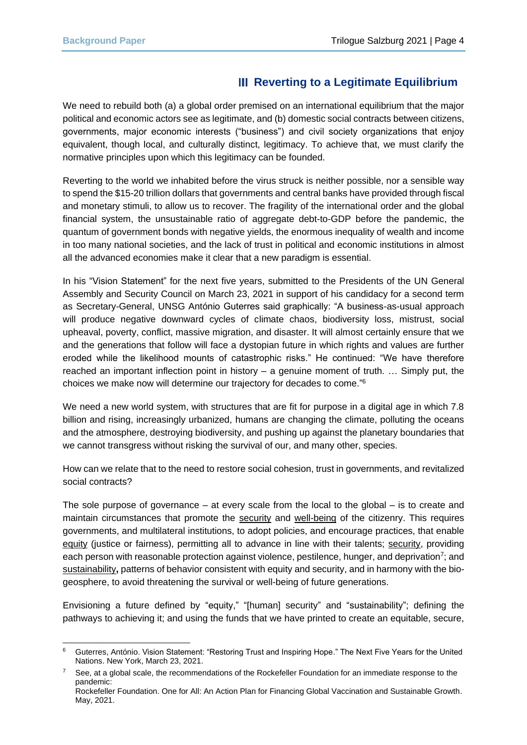## III Reverting to a Legitimate Equilibrium

We need to rebuild both (a) a global order premised on an international equilibrium that the major political and economic actors see as legitimate, and (b) domestic social contracts between citizens, governments, major economic interests ("business") and civil society organizations that enjoy equivalent, though local, and culturally distinct, legitimacy. To achieve that, we must clarify the normative principles upon which this legitimacy can be founded.

Reverting to the world we inhabited before the virus struck is neither possible, nor a sensible way to spend the $15-20 trillion dollars that governments and central banks have provided through fiscal and monetary stimuli, to allow us to recover. The fragility of the international order and the global financial system, the unsustainable ratio of aggregate debt-to-GDP before the pandemic, the quantum of government bonds with negative yields, the enormous inequality of wealth and income in too many national societies, and the lack of trust in political and economic institutions in almost all the advanced economies make it clear that a new paradigm is essential.

In his "Vision Statement" for the next five years, submitted to the Presidents of the UN General Assembly and Security Council on March 23, 2021 in support of his candidacy for a second term as Secretary-General, UNSG António Guterres said graphically: "A business-as-usual approach will produce negative downward cycles of climate chaos, biodiversity loss, mistrust, social upheaval, poverty, conflict, massive migration, and disaster. It will almost certainly ensure that we and the generations that follow will face a dystopian future in which rights and values are further eroded while the likelihood mounts of catastrophic risks." He continued: "We have therefore reached an important inflection point in history – a genuine moment of truth. … Simply put, the choices we make now will determine our trajectory for decades to come."[6]

We need a new world system, with structures that are fit for purpose in a digital age in which 7.8 billion and rising, increasingly urbanized, humans are changing the climate, polluting the oceans and the atmosphere, destroying biodiversity, and pushing up against the planetary boundaries that we cannot transgress without risking the survival of our, and many other, species.

How can we relate that to the need to restore social cohesion, trust in governments, and revitalized social contracts?

The sole purpose of governance – at every scale from the local to the global – is to create and maintain circumstances that promote the security and well-being of the citizenry. This requires governments, and multilateral institutions, to adopt policies, and encourage practices, that enable equity (justice or fairness), permitting all to advance in line with their talents; security, providing each person with reasonable protection against violence, pestilence, hunger, and deprivation[7]; and **sustainability**, patterns of behavior consistent with equity and security, and in harmony with the bio-geosphere, to avoid threatening the survival or well-being of future generations.

Envisioning a future defined by "equity," "[human] security" and "sustainability"; defining the pathways to achieving it; and using the funds that we have printed to create an equitable, secure,

---

[6] Guterres, António. Vision Statement: "Restoring Trust and Inspiring Hope." The Next Five Years for the United Nations. New York, March 23, 2021.

[7] See, at a global scale, the recommendations of the Rockefeller Foundation for an immediate response to the pandemic:
Rockefeller Foundation. One for All: An Action Plan for Financing Global Vaccination and Sustainable Growth. May, 2021.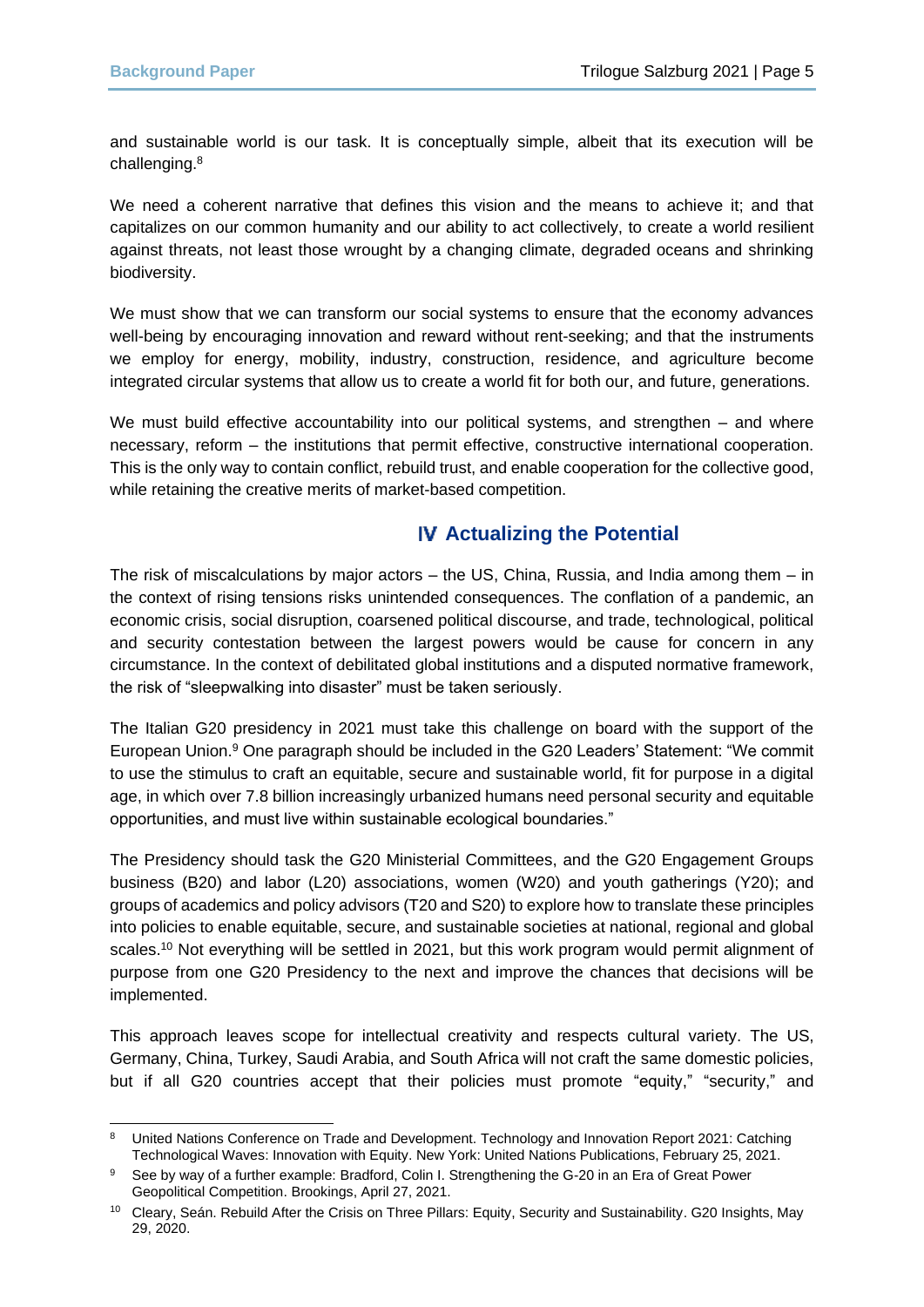and sustainable world is our task. It is conceptually simple, albeit that its execution will be challenging.[8]

We need a coherent narrative that defines this vision and the means to achieve it; and that capitalizes on our common humanity and our ability to act collectively, to create a world resilient against threats, not least those wrought by a changing climate, degraded oceans and shrinking biodiversity.

We must show that we can transform our social systems to ensure that the economy advances well-being by encouraging innovation and reward without rent-seeking; and that the instruments we employ for energy, mobility, industry, construction, residence, and agriculture become integrated circular systems that allow us to create a world fit for both our, and future, generations.

We must build effective accountability into our political systems, and strengthen – and where necessary, reform – the institutions that permit effective, constructive international cooperation. This is the only way to contain conflict, rebuild trust, and enable cooperation for the collective good, while retaining the creative merits of market-based competition.

## IV Actualizing the Potential

The risk of miscalculations by major actors – the US, China, Russia, and India among them – in the context of rising tensions risks unintended consequences. The conflation of a pandemic, an economic crisis, social disruption, coarsened political discourse, and trade, technological, political and security contestation between the largest powers would be cause for concern in any circumstance. In the context of debilitated global institutions and a disputed normative framework, the risk of "sleepwalking into disaster" must be taken seriously.

The Italian G20 presidency in 2021 must take this challenge on board with the support of the European Union.[9] One paragraph should be included in the G20 Leaders' Statement: "We commit to use the stimulus to craft an equitable, secure and sustainable world, fit for purpose in a digital age, in which over 7.8 billion increasingly urbanized humans need personal security and equitable opportunities, and must live within sustainable ecological boundaries."

The Presidency should task the G20 Ministerial Committees, and the G20 Engagement Groups business (B20) and labor (L20) associations, women (W20) and youth gatherings (Y20); and groups of academics and policy advisors (T20 and S20) to explore how to translate these principles into policies to enable equitable, secure, and sustainable societies at national, regional and global scales.[10] Not everything will be settled in 2021, but this work program would permit alignment of purpose from one G20 Presidency to the next and improve the chances that decisions will be implemented.

This approach leaves scope for intellectual creativity and respects cultural variety. The US, Germany, China, Turkey, Saudi Arabia, and South Africa will not craft the same domestic policies, but if all G20 countries accept that their policies must promote "equity," "security," and

---

[8] United Nations Conference on Trade and Development. Technology and Innovation Report 2021: Catching Technological Waves: Innovation with Equity. New York: United Nations Publications, February 25, 2021.

[9] See by way of a further example: Bradford, Colin I. Strengthening the G-20 in an Era of Great Power Geopolitical Competition. Brookings, April 27, 2021.

[10] Cleary, Seán. Rebuild After the Crisis on Three Pillars: Equity, Security and Sustainability. G20 Insights, May 29, 2020.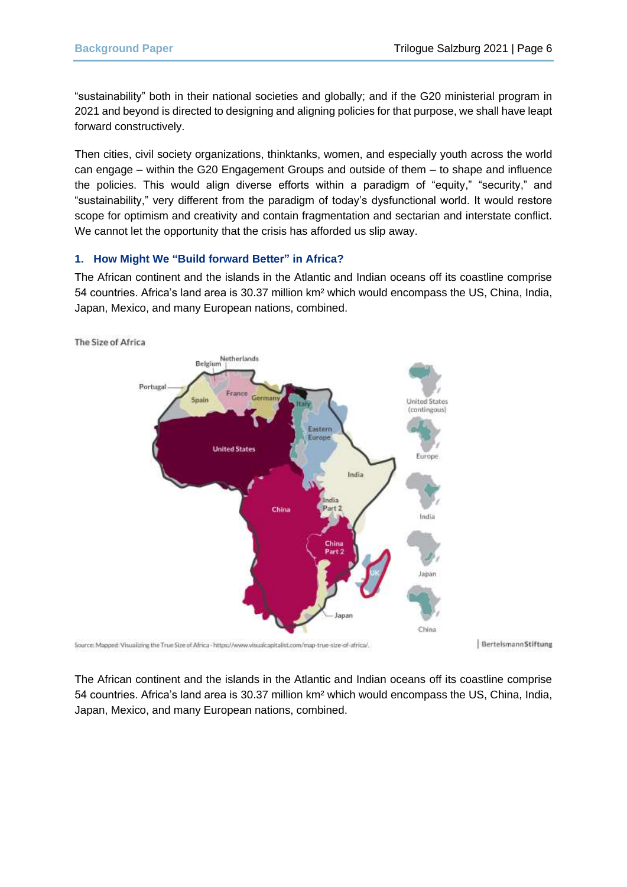"sustainability" both in their national societies and globally; and if the G20 ministerial program in 2021 and beyond is directed to designing and aligning policies for that purpose, we shall have leapt forward constructively.

Then cities, civil society organizations, thinktanks, women, and especially youth across the world can engage – within the G20 Engagement Groups and outside of them – to shape and influence the policies. This would align diverse efforts within a paradigm of "equity," "security," and "sustainability," very different from the paradigm of today's dysfunctional world. It would restore scope for optimism and creativity and contain fragmentation and sectarian and interstate conflict. We cannot let the opportunity that the crisis has afforded us slip away.

### 1. How Might We "Build forward Better" in Africa?

The African continent and the islands in the Atlantic and Indian oceans off its coastline comprise 54 countries. Africa's land area is 30.37 million km² which would encompass the US, China, India, Japan, Mexico, and many European nations, combined.

The Size of Africa

Source: Mapped: Visualizing the True Size of Africa - https://www.visualcapitalist.com/map-true-size-of-africa/.

BertelsmannStiftung

The African continent and the islands in the Atlantic and Indian oceans off its coastline comprise 54 countries. Africa's land area is 30.37 million km² which would encompass the US, China, India, Japan, Mexico, and many European nations, combined.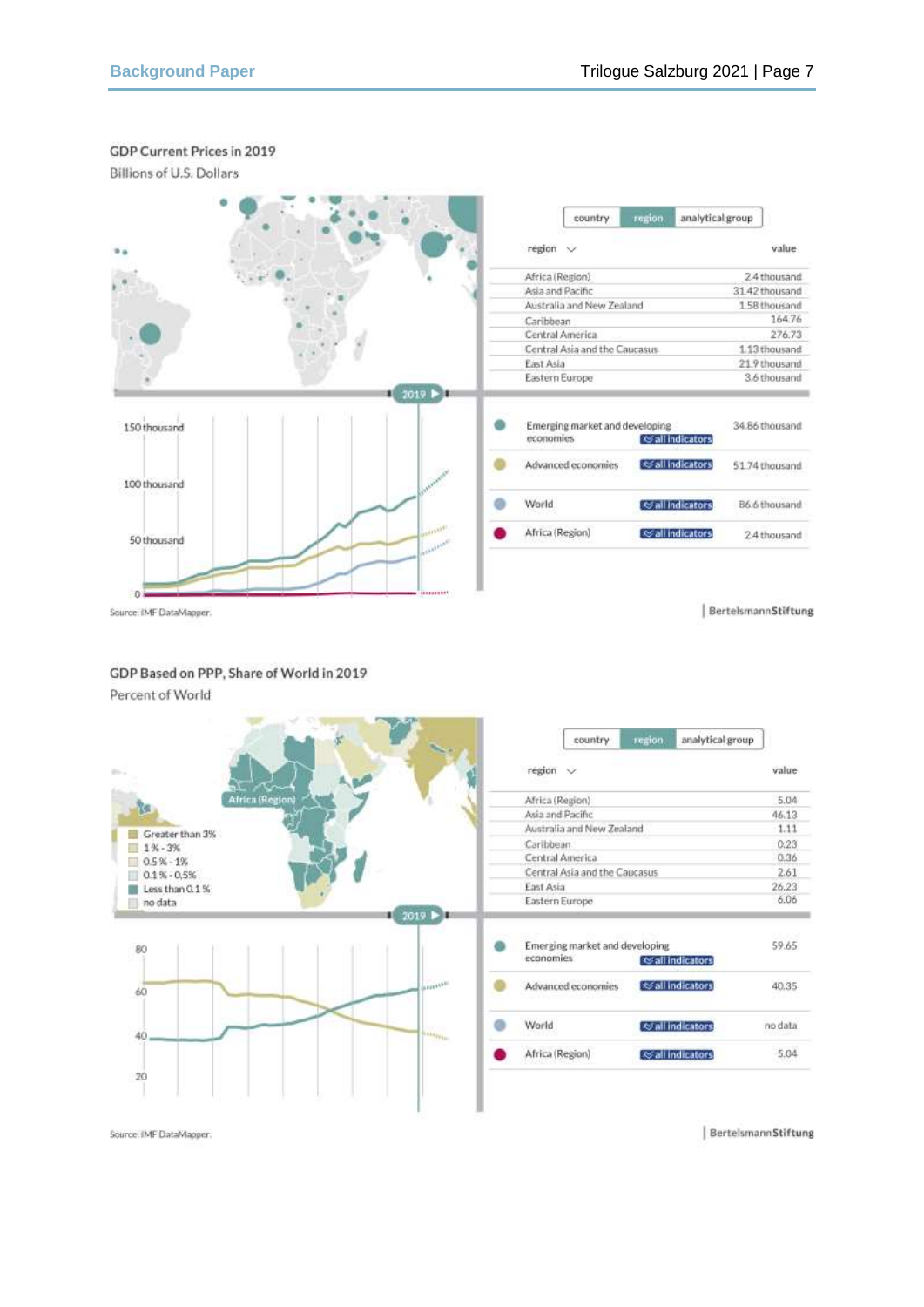GDP Current Prices in 2019

Billions of U.S. Dollars

country | region | analytical group

| region | value |
|---|---|
| Africa (Region) | 2.4 thousand |
| Asia and Pacific | 31.42 thousand |
| Australia and New Zealand | 1.58 thousand |
| Caribbean | 164.76 |
| Central America | 276.73 |
| Central Asia and the Caucasus | 1.13 thousand |
| East Asia | 21.9 thousand |
| Eastern Europe | 3.6 thousand |

| | | |
|---|---|---|
| Emerging market and developing economies | all indicators | 34.86 thousand |
| Advanced economies | all indicators | 51.74 thousand |
| World | all indicators | 86.6 thousand |
| Africa (Region) | all indicators | 2.4 thousand |

Source: IMF DataMapper.

BertelsmannStiftung

GDP Based on PPP, Share of World in 2019

Percent of World

Africa (Region)

Greater than 3%
1% - 3%
0.5% - 1%
0.1% - 0.5%
Less than 0.1%
no data

country | region | analytical group

| region | value |
|---|---|
| Africa (Region) | 5.04 |
| Asia and Pacific | 46.13 |
| Australia and New Zealand | 1.11 |
| Caribbean | 0.23 |
| Central America | 0.36 |
| Central Asia and the Caucasus | 2.61 |
| East Asia | 26.23 |
| Eastern Europe | 6.06 |

| | | |
|---|---|---|
| Emerging market and developing economies | all indicators | 59.65 |
| Advanced economies | all indicators | 40.35 |
| World | all indicators | no data |
| Africa (Region) | all indicators | 5.04 |

Source: IMF DataMapper.

BertelsmannStiftung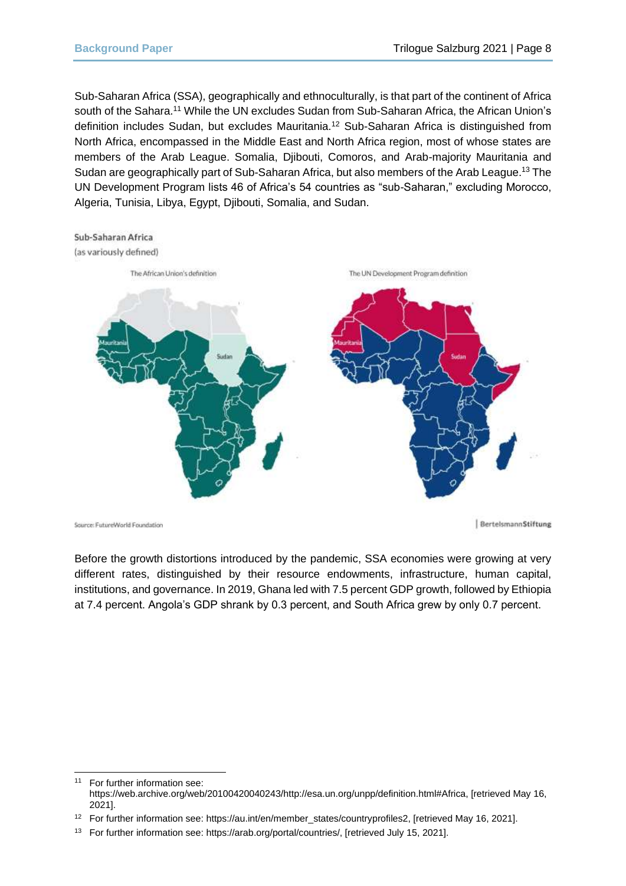Sub-Saharan Africa (SSA), geographically and ethnoculturally, is that part of the continent of Africa south of the Sahara.[11] While the UN excludes Sudan from Sub-Saharan Africa, the African Union's definition includes Sudan, but excludes Mauritania.[12] Sub-Saharan Africa is distinguished from North Africa, encompassed in the Middle East and North Africa region, most of whose states are members of the Arab League. Somalia, Djibouti, Comoros, and Arab-majority Mauritania and Sudan are geographically part of Sub-Saharan Africa, but also members of the Arab League.[13] The UN Development Program lists 46 of Africa's 54 countries as "sub-Saharan," excluding Morocco, Algeria, Tunisia, Libya, Egypt, Djibouti, Somalia, and Sudan.

**Sub-Saharan Africa**
(as variously defined)

The African Union's definition | The UN Development Program definition

Source: FutureWorld Foundation

BertelsmannStiftung

Before the growth distortions introduced by the pandemic, SSA economies were growing at very different rates, distinguished by their resource endowments, infrastructure, human capital, institutions, and governance. In 2019, Ghana led with 7.5 percent GDP growth, followed by Ethiopia at 7.4 percent. Angola's GDP shrank by 0.3 percent, and South Africa grew by only 0.7 percent.

---

[11] For further information see: https://web.archive.org/web/20100420040243/http://esa.un.org/unpp/definition.html#Africa, [retrieved May 16, 2021].

[12] For further information see: https://au.int/en/member_states/countryprofiles2, [retrieved May 16, 2021].

[13] For further information see: https://arab.org/portal/countries/, [retrieved July 15, 2021].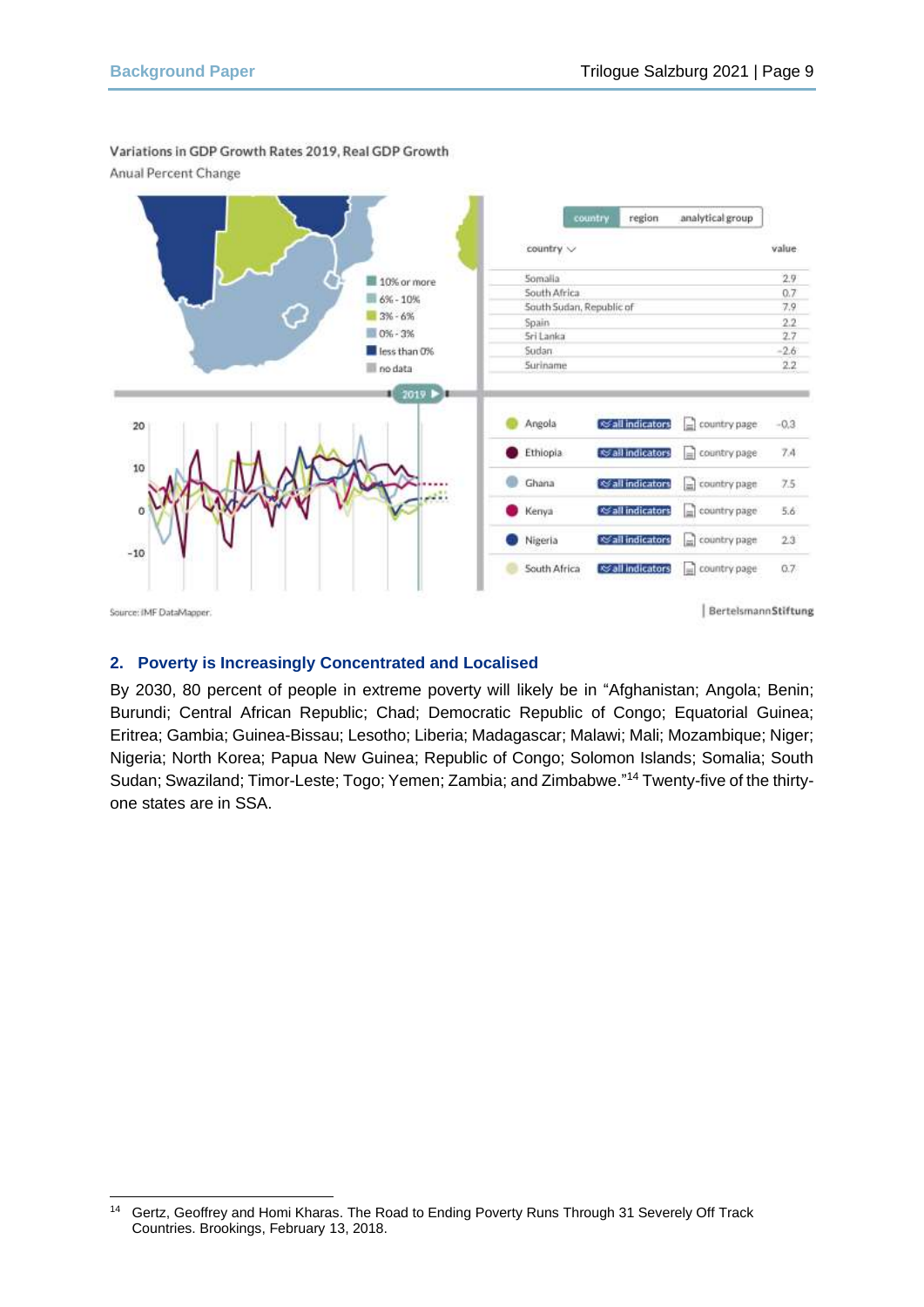Variations in GDP Growth Rates 2019, Real GDP Growth

Anual Percent Change

| country | value |
|---|---|
| Somalia | 2.9 |
| South Africa | 0.7 |
| South Sudan, Republic of | 7.9 |
| Spain | 2.2 |
| Sri Lanka | 2.7 |
| Sudan | -2.6 |
| Suriname | 2.2 |

| Country | value |
|---|---|
| Angola | -0.3 |
| Ethiopia | 7.4 |
| Ghana | 7.5 |
| Kenya | 5.6 |
| Nigeria | 2.3 |
| South Africa | 0.7 |

Legend: 10% or more; 6% - 10%; 3% - 6%; 0% - 3%; less than 0%; no data

Source: IMF DataMapper.

BertelsmannStiftung

## 2. Poverty is Increasingly Concentrated and Localised

By 2030, 80 percent of people in extreme poverty will likely be in "Afghanistan; Angola; Benin; Burundi; Central African Republic; Chad; Democratic Republic of Congo; Equatorial Guinea; Eritrea; Gambia; Guinea-Bissau; Lesotho; Liberia; Madagascar; Malawi; Mali; Mozambique; Niger; Nigeria; North Korea; Papua New Guinea; Republic of Congo; Solomon Islands; Somalia; South Sudan; Swaziland; Timor-Leste; Togo; Yemen; Zambia; and Zimbabwe."[14] Twenty-five of the thirty-one states are in SSA.

---

[14] Gertz, Geoffrey and Homi Kharas. The Road to Ending Poverty Runs Through 31 Severely Off Track Countries. Brookings, February 13, 2018.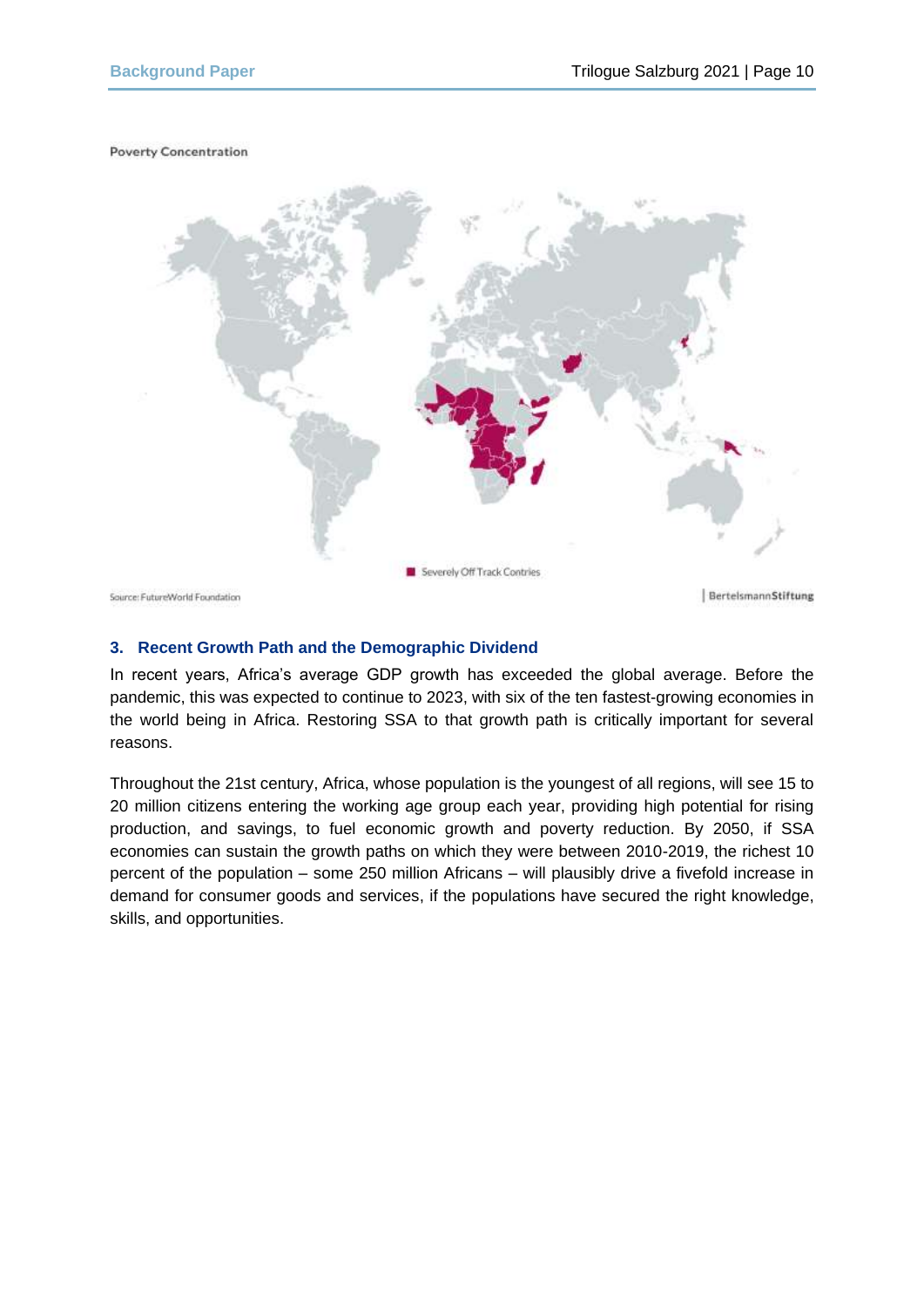Poverty Concentration

Severely Off Track Contries

Source: FutureWorld Foundation

BertelsmannStiftung

### 3. Recent Growth Path and the Demographic Dividend

In recent years, Africa's average GDP growth has exceeded the global average. Before the pandemic, this was expected to continue to 2023, with six of the ten fastest-growing economies in the world being in Africa. Restoring SSA to that growth path is critically important for several reasons.

Throughout the 21st century, Africa, whose population is the youngest of all regions, will see 15 to 20 million citizens entering the working age group each year, providing high potential for rising production, and savings, to fuel economic growth and poverty reduction. By 2050, if SSA economies can sustain the growth paths on which they were between 2010-2019, the richest 10 percent of the population – some 250 million Africans – will plausibly drive a fivefold increase in demand for consumer goods and services, if the populations have secured the right knowledge, skills, and opportunities.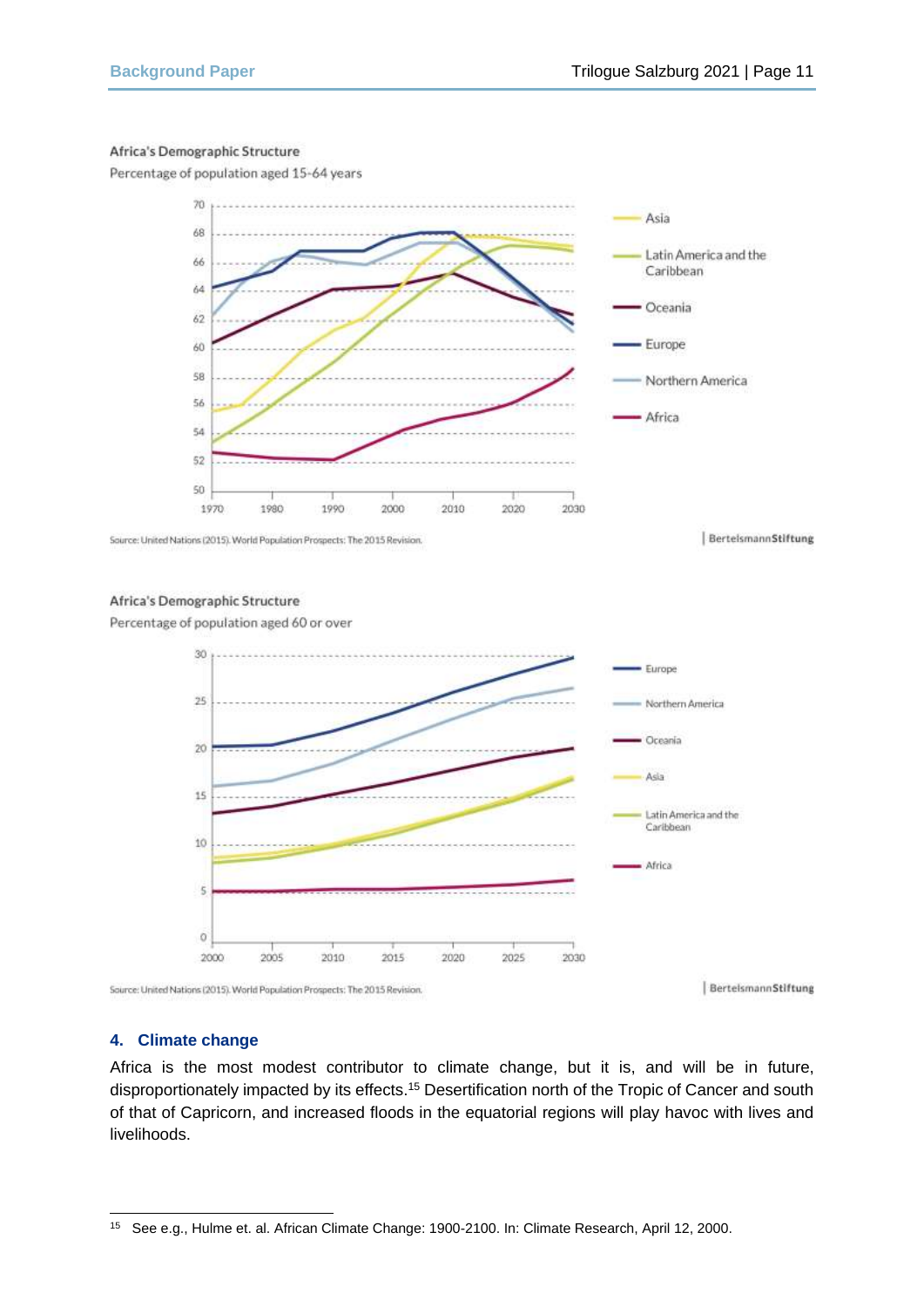Africa's Demographic Structure

Percentage of population aged 15-64 years

Source: United Nations (2015). World Population Prospects: The 2015 Revision.

| BertelsmannStiftung

Africa's Demographic Structure

Percentage of population aged 60 or over

Source: United Nations (2015). World Population Prospects: The 2015 Revision.

| BertelsmannStiftung

### 4. Climate change

Africa is the most modest contributor to climate change, but it is, and will be in future, disproportionately impacted by its effects.[15] Desertification north of the Tropic of Cancer and south of that of Capricorn, and increased floods in the equatorial regions will play havoc with lives and livelihoods.

[15] See e.g., Hulme et. al. African Climate Change: 1900-2100. In: Climate Research, April 12, 2000.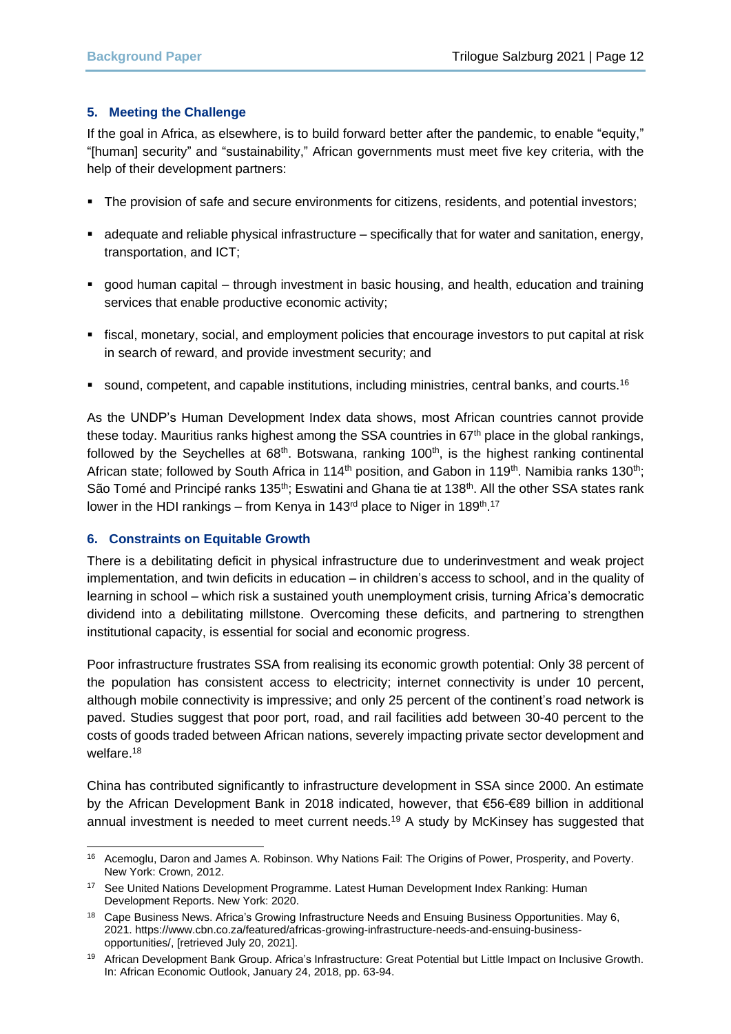## 5. Meeting the Challenge

If the goal in Africa, as elsewhere, is to build forward better after the pandemic, to enable "equity," "[human] security" and "sustainability," African governments must meet five key criteria, with the help of their development partners:

- The provision of safe and secure environments for citizens, residents, and potential investors;
- adequate and reliable physical infrastructure – specifically that for water and sanitation, energy, transportation, and ICT;
- good human capital – through investment in basic housing, and health, education and training services that enable productive economic activity;
- fiscal, monetary, social, and employment policies that encourage investors to put capital at risk in search of reward, and provide investment security; and
- sound, competent, and capable institutions, including ministries, central banks, and courts.[16]

As the UNDP's Human Development Index data shows, most African countries cannot provide these today. Mauritius ranks highest among the SSA countries in 67th place in the global rankings, followed by the Seychelles at 68th. Botswana, ranking 100th, is the highest ranking continental African state; followed by South Africa in 114th position, and Gabon in 119th. Namibia ranks 130th; São Tomé and Principé ranks 135th; Eswatini and Ghana tie at 138th. All the other SSA states rank lower in the HDI rankings – from Kenya in 143rd place to Niger in 189th.[17]

## 6. Constraints on Equitable Growth

There is a debilitating deficit in physical infrastructure due to underinvestment and weak project implementation, and twin deficits in education – in children's access to school, and in the quality of learning in school – which risk a sustained youth unemployment crisis, turning Africa's democratic dividend into a debilitating millstone. Overcoming these deficits, and partnering to strengthen institutional capacity, is essential for social and economic progress.

Poor infrastructure frustrates SSA from realising its economic growth potential: Only 38 percent of the population has consistent access to electricity; internet connectivity is under 10 percent, although mobile connectivity is impressive; and only 25 percent of the continent's road network is paved. Studies suggest that poor port, road, and rail facilities add between 30-40 percent to the costs of goods traded between African nations, severely impacting private sector development and welfare.[18]

China has contributed significantly to infrastructure development in SSA since 2000. An estimate by the African Development Bank in 2018 indicated, however, that €56-€89 billion in additional annual investment is needed to meet current needs.[19] A study by McKinsey has suggested that

---

[16] Acemoglu, Daron and James A. Robinson. Why Nations Fail: The Origins of Power, Prosperity, and Poverty. New York: Crown, 2012.

[17] See United Nations Development Programme. Latest Human Development Index Ranking: Human Development Reports. New York: 2020.

[18] Cape Business News. Africa's Growing Infrastructure Needs and Ensuing Business Opportunities. May 6, 2021. https://www.cbn.co.za/featured/africas-growing-infrastructure-needs-and-ensuing-business-opportunities/, [retrieved July 20, 2021].

[19] African Development Bank Group. Africa's Infrastructure: Great Potential but Little Impact on Inclusive Growth. In: African Economic Outlook, January 24, 2018, pp. 63-94.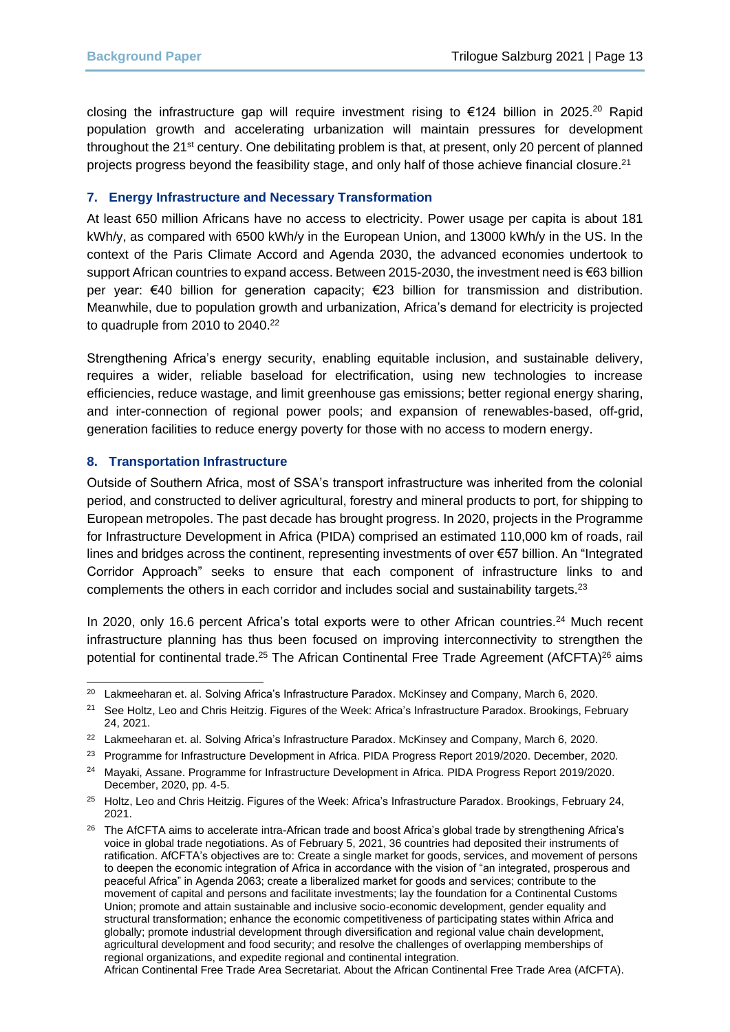closing the infrastructure gap will require investment rising to €124 billion in 2025.[20] Rapid population growth and accelerating urbanization will maintain pressures for development throughout the 21st century. One debilitating problem is that, at present, only 20 percent of planned projects progress beyond the feasibility stage, and only half of those achieve financial closure.[21]

### 7. Energy Infrastructure and Necessary Transformation

At least 650 million Africans have no access to electricity. Power usage per capita is about 181 kWh/y, as compared with 6500 kWh/y in the European Union, and 13000 kWh/y in the US. In the context of the Paris Climate Accord and Agenda 2030, the advanced economies undertook to support African countries to expand access. Between 2015-2030, the investment need is €63 billion per year: €40 billion for generation capacity; €23 billion for transmission and distribution. Meanwhile, due to population growth and urbanization, Africa's demand for electricity is projected to quadruple from 2010 to 2040.[22]

Strengthening Africa's energy security, enabling equitable inclusion, and sustainable delivery, requires a wider, reliable baseload for electrification, using new technologies to increase efficiencies, reduce wastage, and limit greenhouse gas emissions; better regional energy sharing, and inter-connection of regional power pools; and expansion of renewables-based, off-grid, generation facilities to reduce energy poverty for those with no access to modern energy.

### 8. Transportation Infrastructure

Outside of Southern Africa, most of SSA's transport infrastructure was inherited from the colonial period, and constructed to deliver agricultural, forestry and mineral products to port, for shipping to European metropoles. The past decade has brought progress. In 2020, projects in the Programme for Infrastructure Development in Africa (PIDA) comprised an estimated 110,000 km of roads, rail lines and bridges across the continent, representing investments of over €57 billion. An "Integrated Corridor Approach" seeks to ensure that each component of infrastructure links to and complements the others in each corridor and includes social and sustainability targets.[23]

In 2020, only 16.6 percent Africa's total exports were to other African countries.[24] Much recent infrastructure planning has thus been focused on improving interconnectivity to strengthen the potential for continental trade.[25] The African Continental Free Trade Agreement (AfCFTA)[26] aims

---

[20] Lakmeeharan et. al. Solving Africa's Infrastructure Paradox. McKinsey and Company, March 6, 2020.

[21] See Holtz, Leo and Chris Heitzig. Figures of the Week: Africa's Infrastructure Paradox. Brookings, February 24, 2021.

[22] Lakmeeharan et. al. Solving Africa's Infrastructure Paradox. McKinsey and Company, March 6, 2020.

[23] Programme for Infrastructure Development in Africa. PIDA Progress Report 2019/2020. December, 2020.

[24] Mayaki, Assane. Programme for Infrastructure Development in Africa. PIDA Progress Report 2019/2020. December, 2020, pp. 4-5.

[25] Holtz, Leo and Chris Heitzig. Figures of the Week: Africa's Infrastructure Paradox. Brookings, February 24, 2021.

[26] The AfCFTA aims to accelerate intra-African trade and boost Africa's global trade by strengthening Africa's voice in global trade negotiations. As of February 5, 2021, 36 countries had deposited their instruments of ratification. AfCFTA's objectives are to: Create a single market for goods, services, and movement of persons to deepen the economic integration of Africa in accordance with the vision of "an integrated, prosperous and peaceful Africa" in Agenda 2063; create a liberalized market for goods and services; contribute to the movement of capital and persons and facilitate investments; lay the foundation for a Continental Customs Union; promote and attain sustainable and inclusive socio-economic development, gender equality and structural transformation; enhance the economic competitiveness of participating states within Africa and globally; promote industrial development through diversification and regional value chain development, agricultural development and food security; and resolve the challenges of overlapping memberships of regional organizations, and expedite regional and continental integration.
African Continental Free Trade Area Secretariat. About the African Continental Free Trade Area (AfCFTA).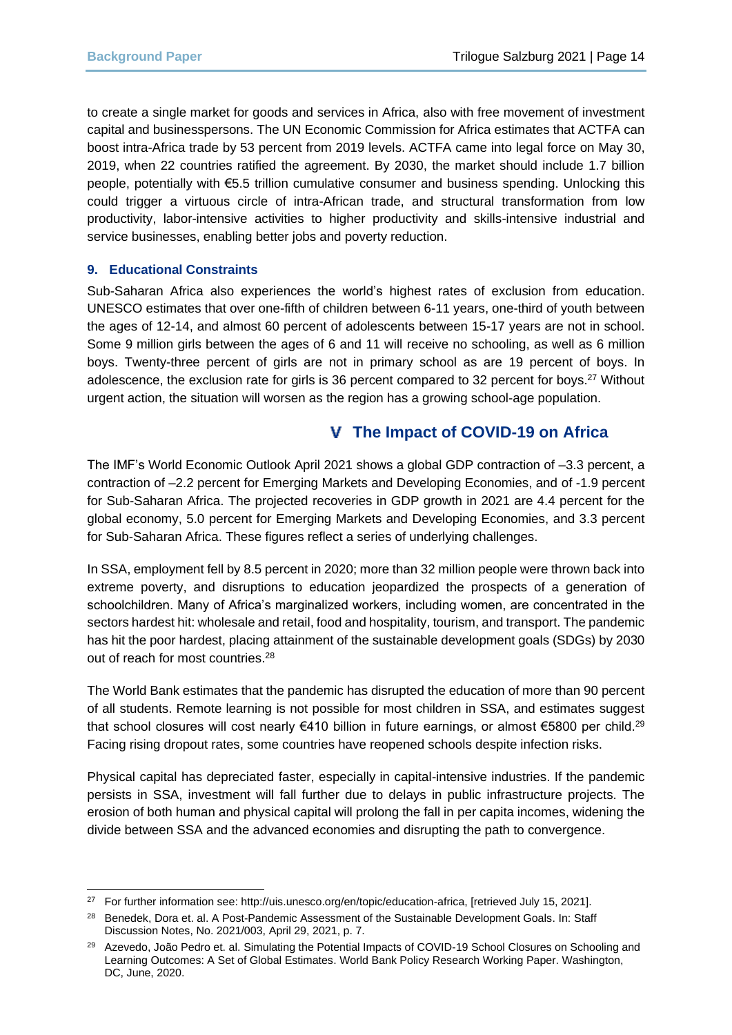to create a single market for goods and services in Africa, also with free movement of investment capital and businesspersons. The UN Economic Commission for Africa estimates that ACTFA can boost intra-Africa trade by 53 percent from 2019 levels. ACTFA came into legal force on May 30, 2019, when 22 countries ratified the agreement. By 2030, the market should include 1.7 billion people, potentially with €5.5 trillion cumulative consumer and business spending. Unlocking this could trigger a virtuous circle of intra-African trade, and structural transformation from low productivity, labor-intensive activities to higher productivity and skills-intensive industrial and service businesses, enabling better jobs and poverty reduction.

### 9. Educational Constraints

Sub-Saharan Africa also experiences the world's highest rates of exclusion from education. UNESCO estimates that over one-fifth of children between 6-11 years, one-third of youth between the ages of 12-14, and almost 60 percent of adolescents between 15-17 years are not in school. Some 9 million girls between the ages of 6 and 11 will receive no schooling, as well as 6 million boys. Twenty-three percent of girls are not in primary school as are 19 percent of boys. In adolescence, the exclusion rate for girls is 36 percent compared to 32 percent for boys.[27] Without urgent action, the situation will worsen as the region has a growing school-age population.

## V The Impact of COVID-19 on Africa

The IMF's World Economic Outlook April 2021 shows a global GDP contraction of –3.3 percent, a contraction of –2.2 percent for Emerging Markets and Developing Economies, and of -1.9 percent for Sub-Saharan Africa. The projected recoveries in GDP growth in 2021 are 4.4 percent for the global economy, 5.0 percent for Emerging Markets and Developing Economies, and 3.3 percent for Sub-Saharan Africa. These figures reflect a series of underlying challenges.

In SSA, employment fell by 8.5 percent in 2020; more than 32 million people were thrown back into extreme poverty, and disruptions to education jeopardized the prospects of a generation of schoolchildren. Many of Africa's marginalized workers, including women, are concentrated in the sectors hardest hit: wholesale and retail, food and hospitality, tourism, and transport. The pandemic has hit the poor hardest, placing attainment of the sustainable development goals (SDGs) by 2030 out of reach for most countries.[28]

The World Bank estimates that the pandemic has disrupted the education of more than 90 percent of all students. Remote learning is not possible for most children in SSA, and estimates suggest that school closures will cost nearly €410 billion in future earnings, or almost €5800 per child.[29] Facing rising dropout rates, some countries have reopened schools despite infection risks.

Physical capital has depreciated faster, especially in capital-intensive industries. If the pandemic persists in SSA, investment will fall further due to delays in public infrastructure projects. The erosion of both human and physical capital will prolong the fall in per capita incomes, widening the divide between SSA and the advanced economies and disrupting the path to convergence.

---

[27] For further information see: http://uis.unesco.org/en/topic/education-africa, [retrieved July 15, 2021].

[28] Benedek, Dora et. al. A Post-Pandemic Assessment of the Sustainable Development Goals. In: Staff Discussion Notes, No. 2021/003, April 29, 2021, p. 7.

[29] Azevedo, João Pedro et. al. Simulating the Potential Impacts of COVID-19 School Closures on Schooling and Learning Outcomes: A Set of Global Estimates. World Bank Policy Research Working Paper. Washington, DC, June, 2020.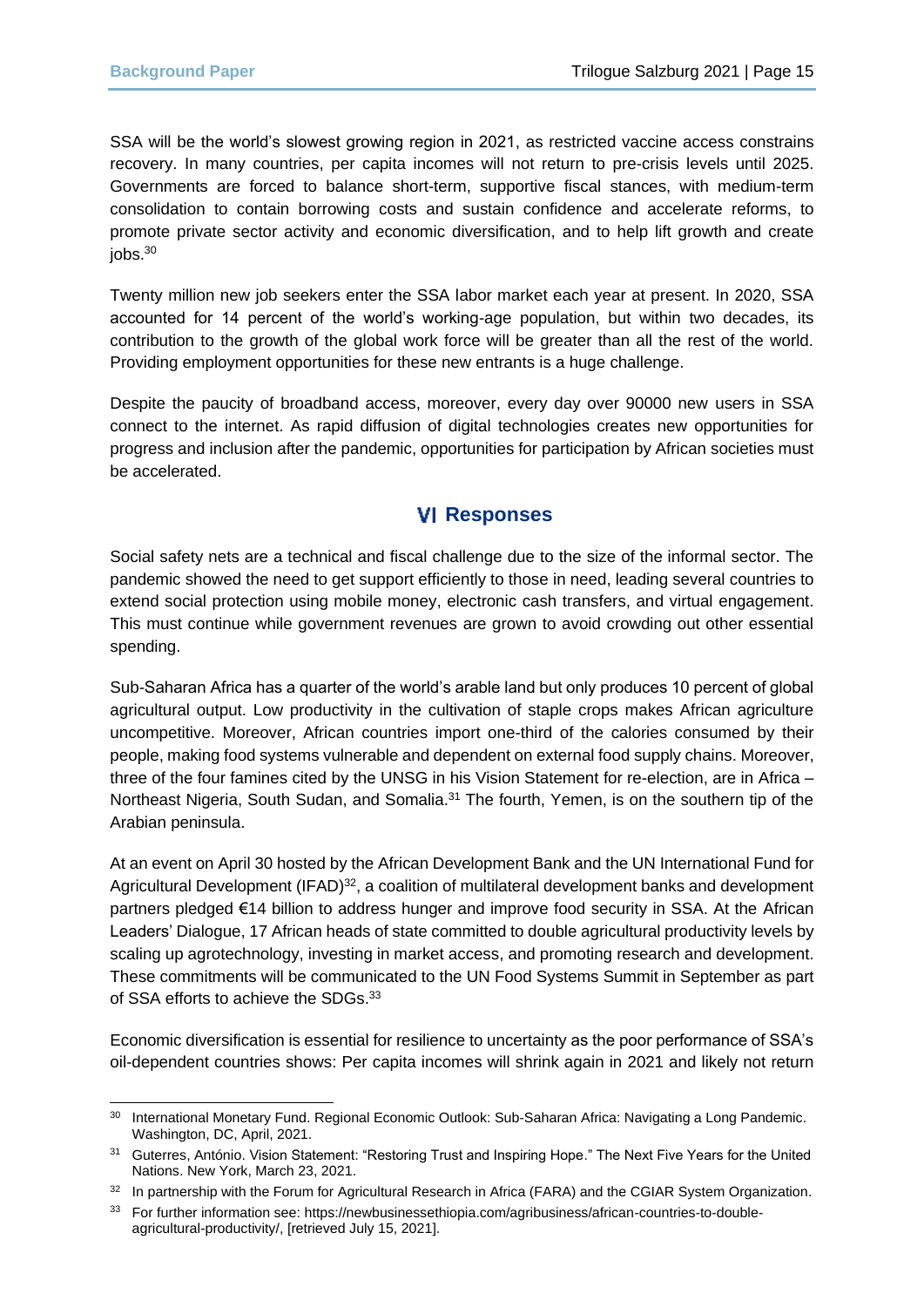SSA will be the world's slowest growing region in 2021, as restricted vaccine access constrains recovery. In many countries, per capita incomes will not return to pre-crisis levels until 2025. Governments are forced to balance short-term, supportive fiscal stances, with medium-term consolidation to contain borrowing costs and sustain confidence and accelerate reforms, to promote private sector activity and economic diversification, and to help lift growth and create jobs.[30]

Twenty million new job seekers enter the SSA labor market each year at present. In 2020, SSA accounted for 14 percent of the world's working-age population, but within two decades, its contribution to the growth of the global work force will be greater than all the rest of the world. Providing employment opportunities for these new entrants is a huge challenge.

Despite the paucity of broadband access, moreover, every day over 90000 new users in SSA connect to the internet. As rapid diffusion of digital technologies creates new opportunities for progress and inclusion after the pandemic, opportunities for participation by African societies must be accelerated.

## VI Responses

Social safety nets are a technical and fiscal challenge due to the size of the informal sector. The pandemic showed the need to get support efficiently to those in need, leading several countries to extend social protection using mobile money, electronic cash transfers, and virtual engagement. This must continue while government revenues are grown to avoid crowding out other essential spending.

Sub-Saharan Africa has a quarter of the world's arable land but only produces 10 percent of global agricultural output. Low productivity in the cultivation of staple crops makes African agriculture uncompetitive. Moreover, African countries import one-third of the calories consumed by their people, making food systems vulnerable and dependent on external food supply chains. Moreover, three of the four famines cited by the UNSG in his Vision Statement for re-election, are in Africa – Northeast Nigeria, South Sudan, and Somalia.[31] The fourth, Yemen, is on the southern tip of the Arabian peninsula.

At an event on April 30 hosted by the African Development Bank and the UN International Fund for Agricultural Development (IFAD)[32], a coalition of multilateral development banks and development partners pledged €14 billion to address hunger and improve food security in SSA. At the African Leaders' Dialogue, 17 African heads of state committed to double agricultural productivity levels by scaling up agrotechnology, investing in market access, and promoting research and development. These commitments will be communicated to the UN Food Systems Summit in September as part of SSA efforts to achieve the SDGs.[33]

Economic diversification is essential for resilience to uncertainty as the poor performance of SSA's oil-dependent countries shows: Per capita incomes will shrink again in 2021 and likely not return

---

[30] International Monetary Fund. Regional Economic Outlook: Sub-Saharan Africa: Navigating a Long Pandemic. Washington, DC, April, 2021.

[31] Guterres, António. Vision Statement: "Restoring Trust and Inspiring Hope." The Next Five Years for the United Nations. New York, March 23, 2021.

[32] In partnership with the Forum for Agricultural Research in Africa (FARA) and the CGIAR System Organization.

[33] For further information see: https://newbusinessethiopia.com/agribusiness/african-countries-to-double-agricultural-productivity/, [retrieved July 15, 2021].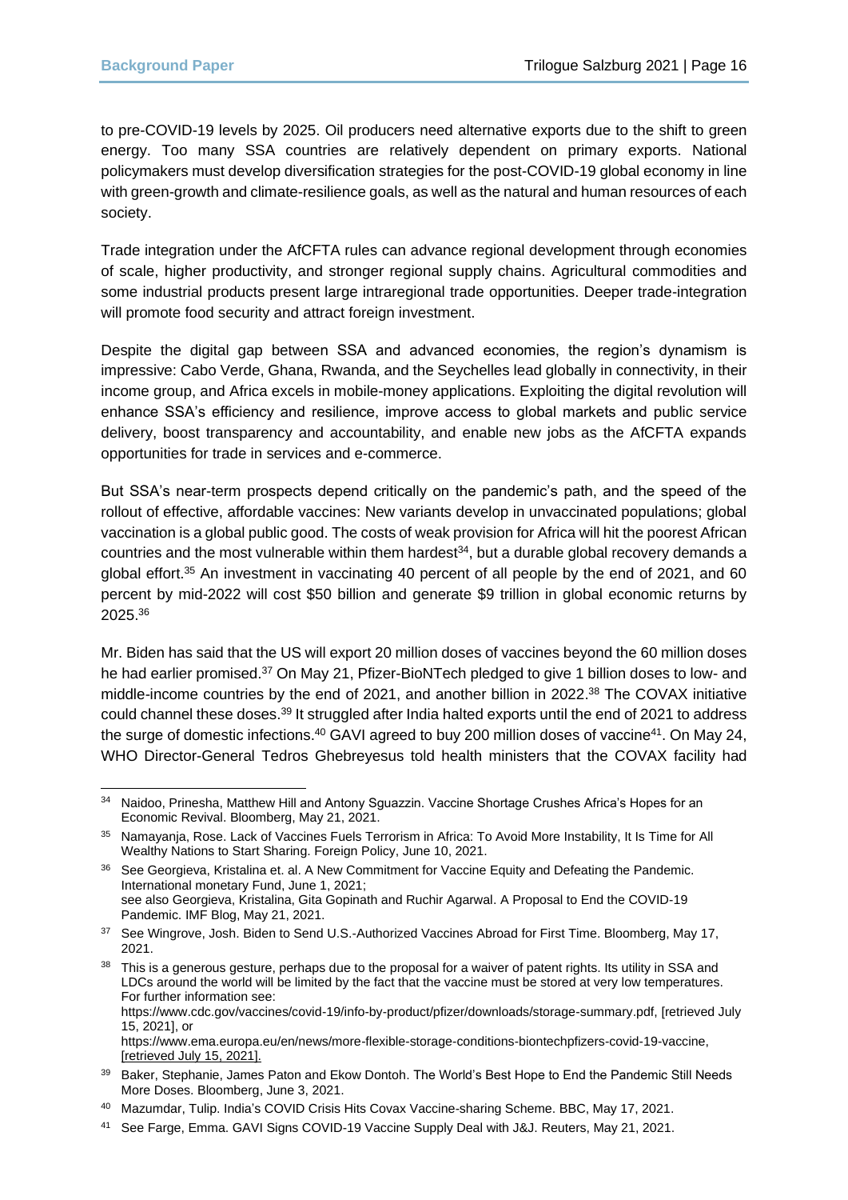to pre-COVID-19 levels by 2025. Oil producers need alternative exports due to the shift to green energy. Too many SSA countries are relatively dependent on primary exports. National policymakers must develop diversification strategies for the post-COVID-19 global economy in line with green-growth and climate-resilience goals, as well as the natural and human resources of each society.

Trade integration under the AfCFTA rules can advance regional development through economies of scale, higher productivity, and stronger regional supply chains. Agricultural commodities and some industrial products present large intraregional trade opportunities. Deeper trade-integration will promote food security and attract foreign investment.

Despite the digital gap between SSA and advanced economies, the region's dynamism is impressive: Cabo Verde, Ghana, Rwanda, and the Seychelles lead globally in connectivity, in their income group, and Africa excels in mobile-money applications. Exploiting the digital revolution will enhance SSA's efficiency and resilience, improve access to global markets and public service delivery, boost transparency and accountability, and enable new jobs as the AfCFTA expands opportunities for trade in services and e-commerce.

But SSA's near-term prospects depend critically on the pandemic's path, and the speed of the rollout of effective, affordable vaccines: New variants develop in unvaccinated populations; global vaccination is a global public good. The costs of weak provision for Africa will hit the poorest African countries and the most vulnerable within them hardest[34], but a durable global recovery demands a global effort.[35] An investment in vaccinating 40 percent of all people by the end of 2021, and 60 percent by mid-2022 will cost $50 billion and generate $9 trillion in global economic returns by 2025.[36]

Mr. Biden has said that the US will export 20 million doses of vaccines beyond the 60 million doses he had earlier promised.[37] On May 21, Pfizer-BioNTech pledged to give 1 billion doses to low- and middle-income countries by the end of 2021, and another billion in 2022.[38] The COVAX initiative could channel these doses.[39] It struggled after India halted exports until the end of 2021 to address the surge of domestic infections.[40] GAVI agreed to buy 200 million doses of vaccine[41]. On May 24, WHO Director-General Tedros Ghebreyesus told health ministers that the COVAX facility had

---

[34] Naidoo, Prinesha, Matthew Hill and Antony Sguazzin. Vaccine Shortage Crushes Africa's Hopes for an Economic Revival. Bloomberg, May 21, 2021.

[35] Namayanja, Rose. Lack of Vaccines Fuels Terrorism in Africa: To Avoid More Instability, It Is Time for All Wealthy Nations to Start Sharing. Foreign Policy, June 10, 2021.

[36] See Georgieva, Kristalina et. al. A New Commitment for Vaccine Equity and Defeating the Pandemic. International monetary Fund, June 1, 2021; see also Georgieva, Kristalina, Gita Gopinath and Ruchir Agarwal. A Proposal to End the COVID-19 Pandemic. IMF Blog, May 21, 2021.

[37] See Wingrove, Josh. Biden to Send U.S.-Authorized Vaccines Abroad for First Time. Bloomberg, May 17, 2021.

[38] This is a generous gesture, perhaps due to the proposal for a waiver of patent rights. Its utility in SSA and LDCs around the world will be limited by the fact that the vaccine must be stored at very low temperatures. For further information see: https://www.cdc.gov/vaccines/covid-19/info-by-product/pfizer/downloads/storage-summary.pdf, [retrieved July 15, 2021], or https://www.ema.europa.eu/en/news/more-flexible-storage-conditions-biontechpfizers-covid-19-vaccine, [retrieved July 15, 2021].

[39] Baker, Stephanie, James Paton and Ekow Dontoh. The World's Best Hope to End the Pandemic Still Needs More Doses. Bloomberg, June 3, 2021.

[40] Mazumdar, Tulip. India's COVID Crisis Hits Covax Vaccine-sharing Scheme. BBC, May 17, 2021.

[41] See Farge, Emma. GAVI Signs COVID-19 Vaccine Supply Deal with J&J. Reuters, May 21, 2021.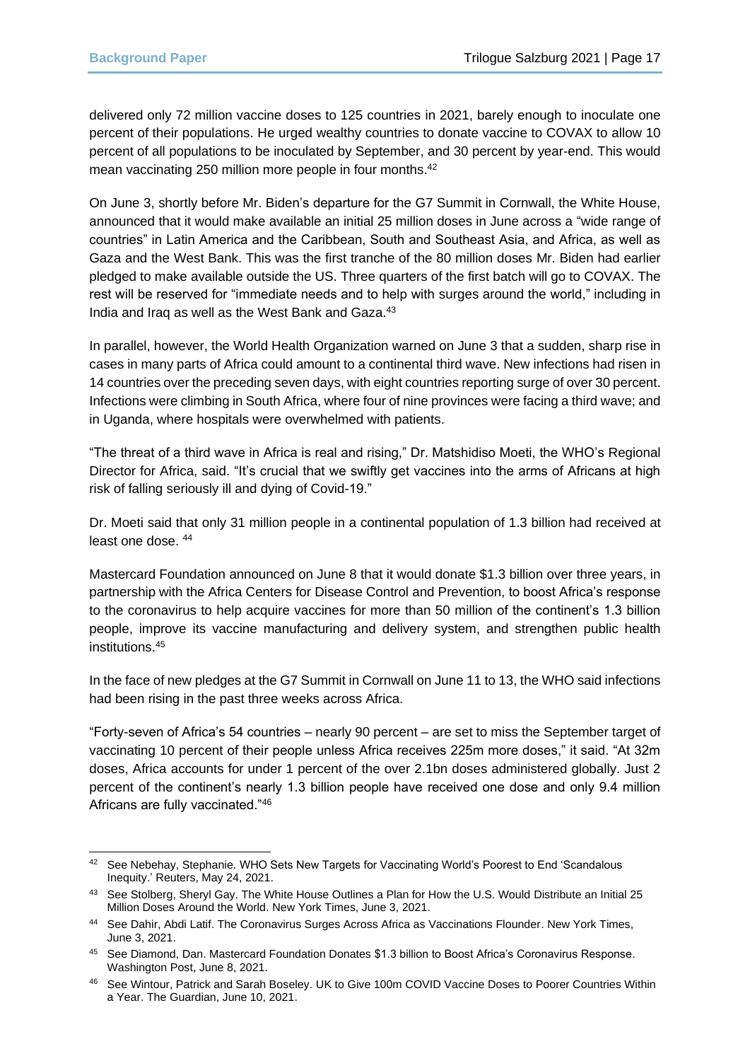delivered only 72 million vaccine doses to 125 countries in 2021, barely enough to inoculate one percent of their populations. He urged wealthy countries to donate vaccine to COVAX to allow 10 percent of all populations to be inoculated by September, and 30 percent by year-end. This would mean vaccinating 250 million more people in four months.[42]

On June 3, shortly before Mr. Biden's departure for the G7 Summit in Cornwall, the White House, announced that it would make available an initial 25 million doses in June across a "wide range of countries" in Latin America and the Caribbean, South and Southeast Asia, and Africa, as well as Gaza and the West Bank. This was the first tranche of the 80 million doses Mr. Biden had earlier pledged to make available outside the US. Three quarters of the first batch will go to COVAX. The rest will be reserved for "immediate needs and to help with surges around the world," including in India and Iraq as well as the West Bank and Gaza.[43]

In parallel, however, the World Health Organization warned on June 3 that a sudden, sharp rise in cases in many parts of Africa could amount to a continental third wave. New infections had risen in 14 countries over the preceding seven days, with eight countries reporting surge of over 30 percent. Infections were climbing in South Africa, where four of nine provinces were facing a third wave; and in Uganda, where hospitals were overwhelmed with patients.

"The threat of a third wave in Africa is real and rising," Dr. Matshidiso Moeti, the WHO's Regional Director for Africa, said. "It's crucial that we swiftly get vaccines into the arms of Africans at high risk of falling seriously ill and dying of Covid-19."

Dr. Moeti said that only 31 million people in a continental population of 1.3 billion had received at least one dose. [44]

Mastercard Foundation announced on June 8 that it would donate $1.3 billion over three years, in partnership with the Africa Centers for Disease Control and Prevention, to boost Africa's response to the coronavirus to help acquire vaccines for more than 50 million of the continent's 1.3 billion people, improve its vaccine manufacturing and delivery system, and strengthen public health institutions.[45]

In the face of new pledges at the G7 Summit in Cornwall on June 11 to 13, the WHO said infections had been rising in the past three weeks across Africa.

"Forty-seven of Africa's 54 countries – nearly 90 percent – are set to miss the September target of vaccinating 10 percent of their people unless Africa receives 225m more doses," it said. "At 32m doses, Africa accounts for under 1 percent of the over 2.1bn doses administered globally. Just 2 percent of the continent's nearly 1.3 billion people have received one dose and only 9.4 million Africans are fully vaccinated."[46]

---

[42] See Nebehay, Stephanie. WHO Sets New Targets for Vaccinating World's Poorest to End 'Scandalous Inequity.' Reuters, May 24, 2021.

[43] See Stolberg, Sheryl Gay. The White House Outlines a Plan for How the U.S. Would Distribute an Initial 25 Million Doses Around the World. New York Times, June 3, 2021.

[44] See Dahir, Abdi Latif. The Coronavirus Surges Across Africa as Vaccinations Flounder. New York Times, June 3, 2021.

[45] See Diamond, Dan. Mastercard Foundation Donates $1.3 billion to Boost Africa's Coronavirus Response. Washington Post, June 8, 2021.

[46] See Wintour, Patrick and Sarah Boseley. UK to Give 100m COVID Vaccine Doses to Poorer Countries Within a Year. The Guardian, June 10, 2021.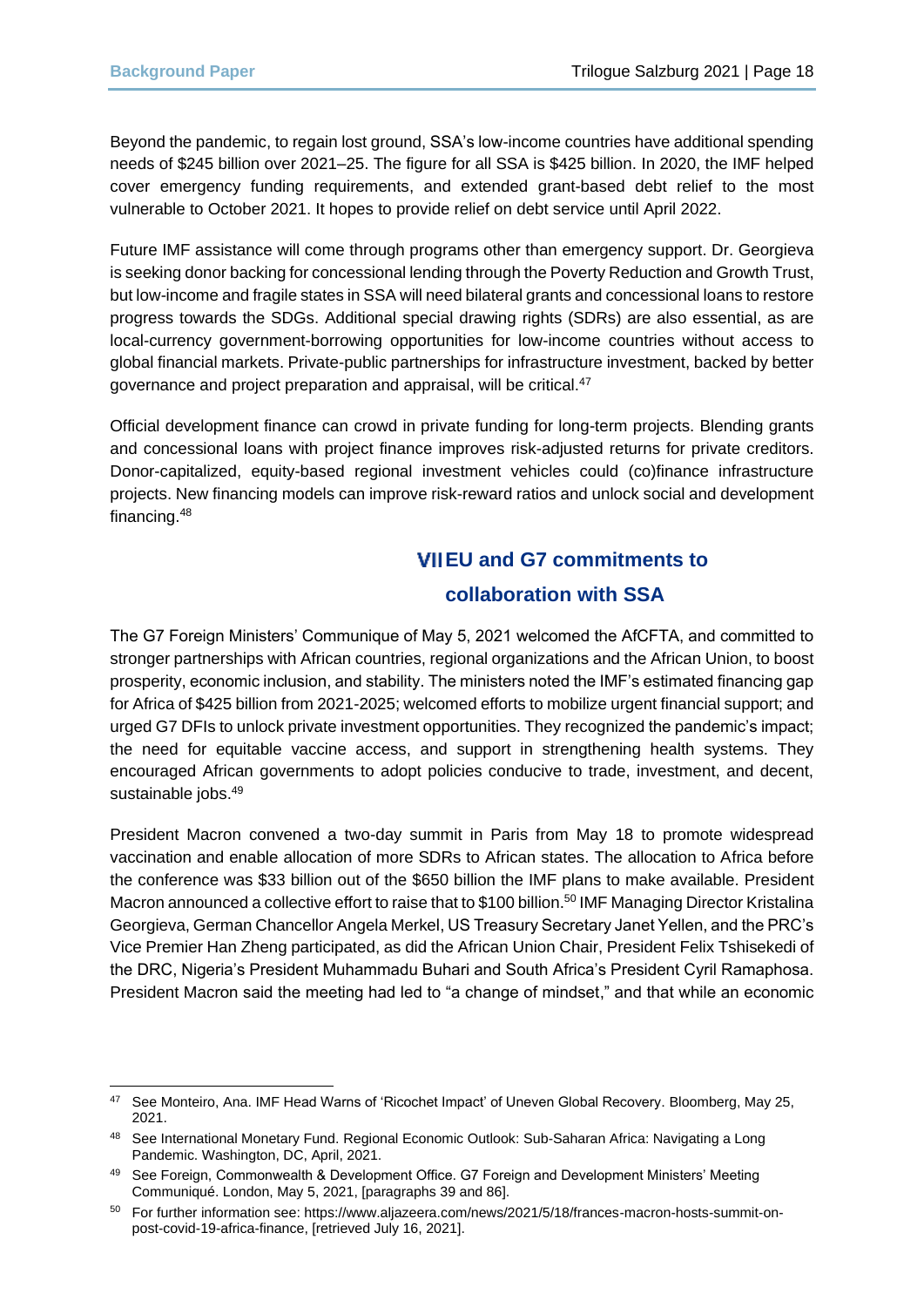Beyond the pandemic, to regain lost ground, SSA's low-income countries have additional spending needs of $245 billion over 2021–25. The figure for all SSA is $425 billion. In 2020, the IMF helped cover emergency funding requirements, and extended grant-based debt relief to the most vulnerable to October 2021. It hopes to provide relief on debt service until April 2022.

Future IMF assistance will come through programs other than emergency support. Dr. Georgieva is seeking donor backing for concessional lending through the Poverty Reduction and Growth Trust, but low-income and fragile states in SSA will need bilateral grants and concessional loans to restore progress towards the SDGs. Additional special drawing rights (SDRs) are also essential, as are local-currency government-borrowing opportunities for low-income countries without access to global financial markets. Private-public partnerships for infrastructure investment, backed by better governance and project preparation and appraisal, will be critical.[47]

Official development finance can crowd in private funding for long-term projects. Blending grants and concessional loans with project finance improves risk-adjusted returns for private creditors. Donor-capitalized, equity-based regional investment vehicles could (co)finance infrastructure projects. New financing models can improve risk-reward ratios and unlock social and development financing.[48]

## VII EU and G7 commitments to collaboration with SSA

The G7 Foreign Ministers' Communique of May 5, 2021 welcomed the AfCFTA, and committed to stronger partnerships with African countries, regional organizations and the African Union, to boost prosperity, economic inclusion, and stability. The ministers noted the IMF's estimated financing gap for Africa of $425 billion from 2021-2025; welcomed efforts to mobilize urgent financial support; and urged G7 DFIs to unlock private investment opportunities. They recognized the pandemic's impact; the need for equitable vaccine access, and support in strengthening health systems. They encouraged African governments to adopt policies conducive to trade, investment, and decent, sustainable jobs.[49]

President Macron convened a two-day summit in Paris from May 18 to promote widespread vaccination and enable allocation of more SDRs to African states. The allocation to Africa before the conference was $33 billion out of the $650 billion the IMF plans to make available. President Macron announced a collective effort to raise that to $100 billion.[50] IMF Managing Director Kristalina Georgieva, German Chancellor Angela Merkel, US Treasury Secretary Janet Yellen, and the PRC's Vice Premier Han Zheng participated, as did the African Union Chair, President Felix Tshisekedi of the DRC, Nigeria's President Muhammadu Buhari and South Africa's President Cyril Ramaphosa. President Macron said the meeting had led to "a change of mindset," and that while an economic

---

[47] See Monteiro, Ana. IMF Head Warns of 'Ricochet Impact' of Uneven Global Recovery. Bloomberg, May 25, 2021.

[48] See International Monetary Fund. Regional Economic Outlook: Sub-Saharan Africa: Navigating a Long Pandemic. Washington, DC, April, 2021.

[49] See Foreign, Commonwealth & Development Office. G7 Foreign and Development Ministers' Meeting Communiqué. London, May 5, 2021, [paragraphs 39 and 86].

[50] For further information see: https://www.aljazeera.com/news/2021/5/18/frances-macron-hosts-summit-on-post-covid-19-africa-finance, [retrieved July 16, 2021].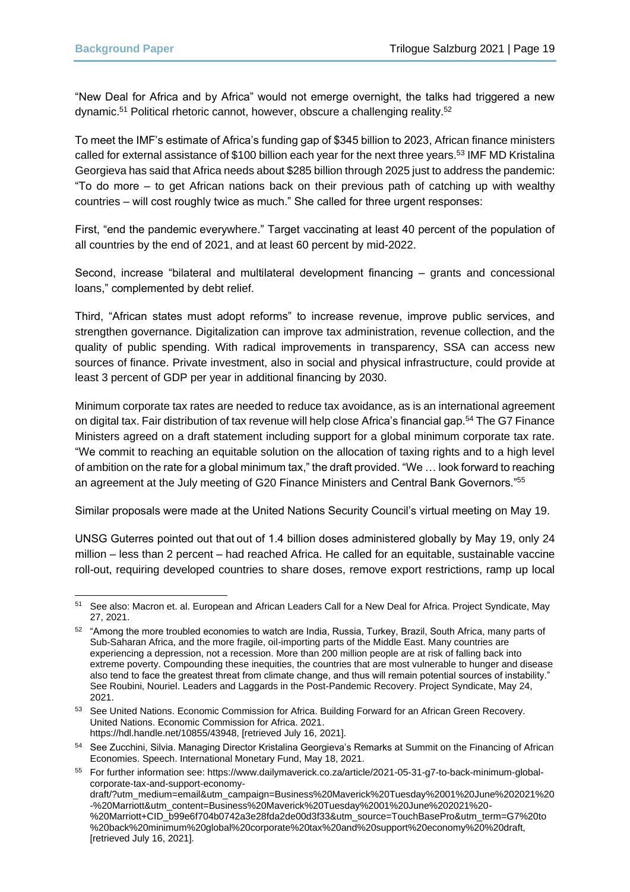"New Deal for Africa and by Africa" would not emerge overnight, the talks had triggered a new dynamic.[51] Political rhetoric cannot, however, obscure a challenging reality.[52]

To meet the IMF's estimate of Africa's funding gap of $345 billion to 2023, African finance ministers called for external assistance of $100 billion each year for the next three years.[53] IMF MD Kristalina Georgieva has said that Africa needs about $285 billion through 2025 just to address the pandemic: "To do more – to get African nations back on their previous path of catching up with wealthy countries – will cost roughly twice as much." She called for three urgent responses:

First, "end the pandemic everywhere." Target vaccinating at least 40 percent of the population of all countries by the end of 2021, and at least 60 percent by mid-2022.

Second, increase "bilateral and multilateral development financing – grants and concessional loans," complemented by debt relief.

Third, "African states must adopt reforms" to increase revenue, improve public services, and strengthen governance. Digitalization can improve tax administration, revenue collection, and the quality of public spending. With radical improvements in transparency, SSA can access new sources of finance. Private investment, also in social and physical infrastructure, could provide at least 3 percent of GDP per year in additional financing by 2030.

Minimum corporate tax rates are needed to reduce tax avoidance, as is an international agreement on digital tax. Fair distribution of tax revenue will help close Africa's financial gap.[54] The G7 Finance Ministers agreed on a draft statement including support for a global minimum corporate tax rate. "We commit to reaching an equitable solution on the allocation of taxing rights and to a high level of ambition on the rate for a global minimum tax," the draft provided. "We … look forward to reaching an agreement at the July meeting of G20 Finance Ministers and Central Bank Governors."[55]

Similar proposals were made at the United Nations Security Council's virtual meeting on May 19.

UNSG Guterres pointed out that out of 1.4 billion doses administered globally by May 19, only 24 million – less than 2 percent – had reached Africa. He called for an equitable, sustainable vaccine roll-out, requiring developed countries to share doses, remove export restrictions, ramp up local

---

[51] See also: Macron et. al. European and African Leaders Call for a New Deal for Africa. Project Syndicate, May 27, 2021.

[52] "Among the more troubled economies to watch are India, Russia, Turkey, Brazil, South Africa, many parts of Sub-Saharan Africa, and the more fragile, oil-importing parts of the Middle East. Many countries are experiencing a depression, not a recession. More than 200 million people are at risk of falling back into extreme poverty. Compounding these inequities, the countries that are most vulnerable to hunger and disease also tend to face the greatest threat from climate change, and thus will remain potential sources of instability." See Roubini, Nouriel. Leaders and Laggards in the Post-Pandemic Recovery. Project Syndicate, May 24, 2021.

[53] See United Nations. Economic Commission for Africa. Building Forward for an African Green Recovery. United Nations. Economic Commission for Africa. 2021. https://hdl.handle.net/10855/43948, [retrieved July 16, 2021].

[54] See Zucchini, Silvia. Managing Director Kristalina Georgieva's Remarks at Summit on the Financing of African Economies. Speech. International Monetary Fund, May 18, 2021.

[55] For further information see: https://www.dailymaverick.co.za/article/2021-05-31-g7-to-back-minimum-global-corporate-tax-and-support-economy-draft/?utm_medium=email&utm_campaign=Business%20Maverick%20Tuesday%2001%20June%202021%20-%20Marriott&utm_content=Business%20Maverick%20Tuesday%2001%20June%202021%20-%20Marriott+CID_b99e6f704b0742a3e28fda2de00d3f33&utm_source=TouchBasePro&utm_term=G7%20to%20back%20minimum%20global%20corporate%20tax%20and%20support%20economy%20%20draft, [retrieved July 16, 2021].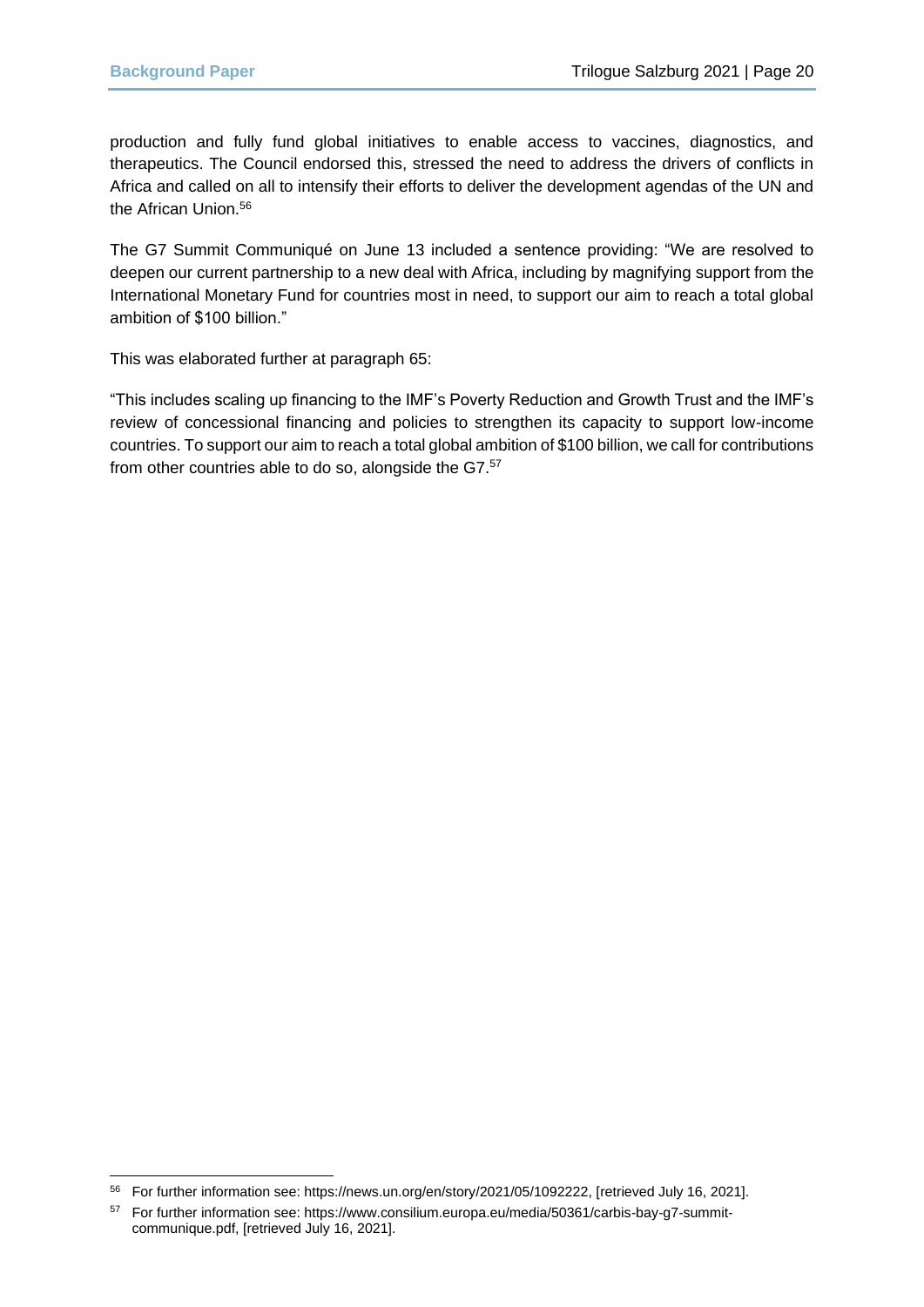production and fully fund global initiatives to enable access to vaccines, diagnostics, and therapeutics. The Council endorsed this, stressed the need to address the drivers of conflicts in Africa and called on all to intensify their efforts to deliver the development agendas of the UN and the African Union.[56]

The G7 Summit Communiqué on June 13 included a sentence providing: "We are resolved to deepen our current partnership to a new deal with Africa, including by magnifying support from the International Monetary Fund for countries most in need, to support our aim to reach a total global ambition of $100 billion."

This was elaborated further at paragraph 65:

"This includes scaling up financing to the IMF's Poverty Reduction and Growth Trust and the IMF's review of concessional financing and policies to strengthen its capacity to support low-income countries. To support our aim to reach a total global ambition of $100 billion, we call for contributions from other countries able to do so, alongside the G7.[57]

---

[56] For further information see: https://news.un.org/en/story/2021/05/1092222, [retrieved July 16, 2021].

[57] For further information see: https://www.consilium.europa.eu/media/50361/carbis-bay-g7-summit-communique.pdf, [retrieved July 16, 2021].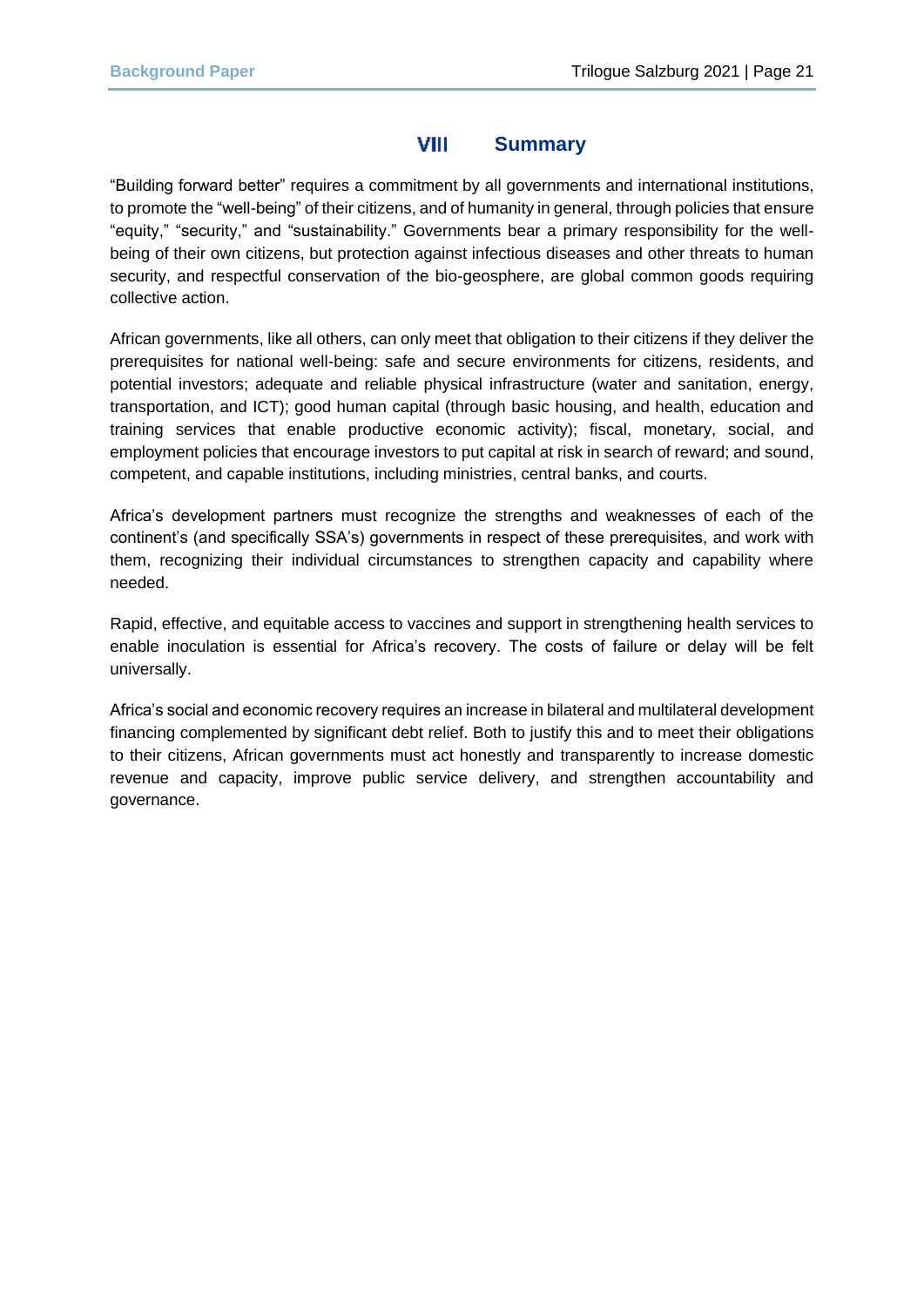## VIII Summary

"Building forward better" requires a commitment by all governments and international institutions, to promote the "well-being" of their citizens, and of humanity in general, through policies that ensure "equity," "security," and "sustainability." Governments bear a primary responsibility for the well-being of their own citizens, but protection against infectious diseases and other threats to human security, and respectful conservation of the bio-geosphere, are global common goods requiring collective action.

African governments, like all others, can only meet that obligation to their citizens if they deliver the prerequisites for national well-being: safe and secure environments for citizens, residents, and potential investors; adequate and reliable physical infrastructure (water and sanitation, energy, transportation, and ICT); good human capital (through basic housing, and health, education and training services that enable productive economic activity); fiscal, monetary, social, and employment policies that encourage investors to put capital at risk in search of reward; and sound, competent, and capable institutions, including ministries, central banks, and courts.

Africa's development partners must recognize the strengths and weaknesses of each of the continent's (and specifically SSA's) governments in respect of these prerequisites, and work with them, recognizing their individual circumstances to strengthen capacity and capability where needed.

Rapid, effective, and equitable access to vaccines and support in strengthening health services to enable inoculation is essential for Africa's recovery. The costs of failure or delay will be felt universally.

Africa's social and economic recovery requires an increase in bilateral and multilateral development financing complemented by significant debt relief. Both to justify this and to meet their obligations to their citizens, African governments must act honestly and transparently to increase domestic revenue and capacity, improve public service delivery, and strengthen accountability and governance.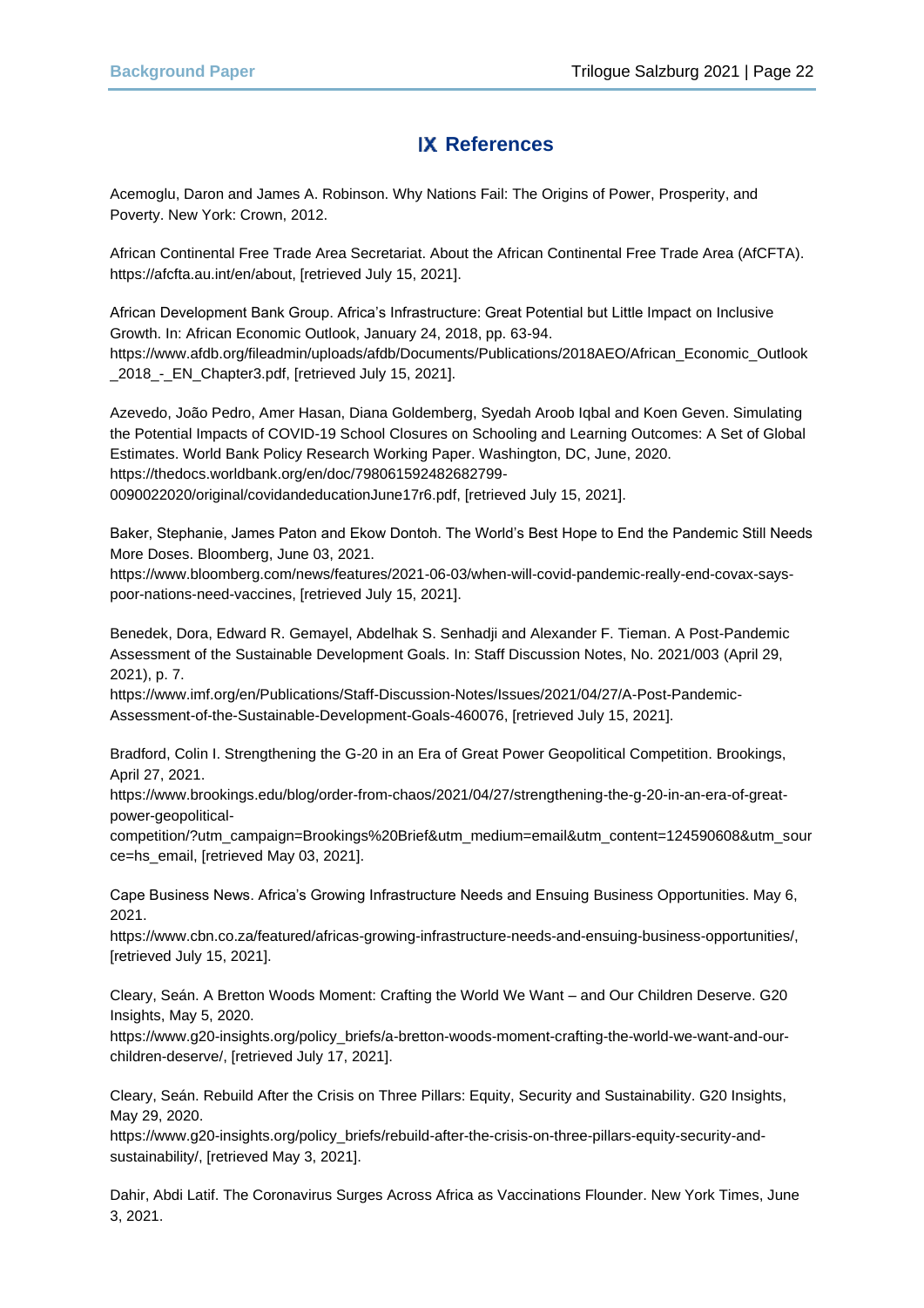# IX References

Acemoglu, Daron and James A. Robinson. Why Nations Fail: The Origins of Power, Prosperity, and Poverty. New York: Crown, 2012.

African Continental Free Trade Area Secretariat. About the African Continental Free Trade Area (AfCFTA). https://afcfta.au.int/en/about, [retrieved July 15, 2021].

African Development Bank Group. Africa's Infrastructure: Great Potential but Little Impact on Inclusive Growth. In: African Economic Outlook, January 24, 2018, pp. 63-94. https://www.afdb.org/fileadmin/uploads/afdb/Documents/Publications/2018AEO/African_Economic_Outlook_2018_-_EN_Chapter3.pdf, [retrieved July 15, 2021].

Azevedo, João Pedro, Amer Hasan, Diana Goldemberg, Syedah Aroob Iqbal and Koen Geven. Simulating the Potential Impacts of COVID-19 School Closures on Schooling and Learning Outcomes: A Set of Global Estimates. World Bank Policy Research Working Paper. Washington, DC, June, 2020. https://thedocs.worldbank.org/en/doc/798061592482682799-0090022020/original/covidandeducationJune17r6.pdf, [retrieved July 15, 2021].

Baker, Stephanie, James Paton and Ekow Dontoh. The World's Best Hope to End the Pandemic Still Needs More Doses. Bloomberg, June 03, 2021. https://www.bloomberg.com/news/features/2021-06-03/when-will-covid-pandemic-really-end-covax-says-poor-nations-need-vaccines, [retrieved July 15, 2021].

Benedek, Dora, Edward R. Gemayel, Abdelhak S. Senhadji and Alexander F. Tieman. A Post-Pandemic Assessment of the Sustainable Development Goals. In: Staff Discussion Notes, No. 2021/003 (April 29, 2021), p. 7. https://www.imf.org/en/Publications/Staff-Discussion-Notes/Issues/2021/04/27/A-Post-Pandemic-Assessment-of-the-Sustainable-Development-Goals-460076, [retrieved July 15, 2021].

Bradford, Colin I. Strengthening the G-20 in an Era of Great Power Geopolitical Competition. Brookings, April 27, 2021. https://www.brookings.edu/blog/order-from-chaos/2021/04/27/strengthening-the-g-20-in-an-era-of-great-power-geopolitical-competition/?utm_campaign=Brookings%20Brief&utm_medium=email&utm_content=124590608&utm_source=hs_email, [retrieved May 03, 2021].

Cape Business News. Africa's Growing Infrastructure Needs and Ensuing Business Opportunities. May 6, 2021. https://www.cbn.co.za/featured/africas-growing-infrastructure-needs-and-ensuing-business-opportunities/, [retrieved July 15, 2021].

Cleary, Seán. A Bretton Woods Moment: Crafting the World We Want – and Our Children Deserve. G20 Insights, May 5, 2020. https://www.g20-insights.org/policy_briefs/a-bretton-woods-moment-crafting-the-world-we-want-and-our-children-deserve/, [retrieved July 17, 2021].

Cleary, Seán. Rebuild After the Crisis on Three Pillars: Equity, Security and Sustainability. G20 Insights, May 29, 2020. https://www.g20-insights.org/policy_briefs/rebuild-after-the-crisis-on-three-pillars-equity-security-and-sustainability/, [retrieved May 3, 2021].

Dahir, Abdi Latif. The Coronavirus Surges Across Africa as Vaccinations Flounder. New York Times, June 3, 2021.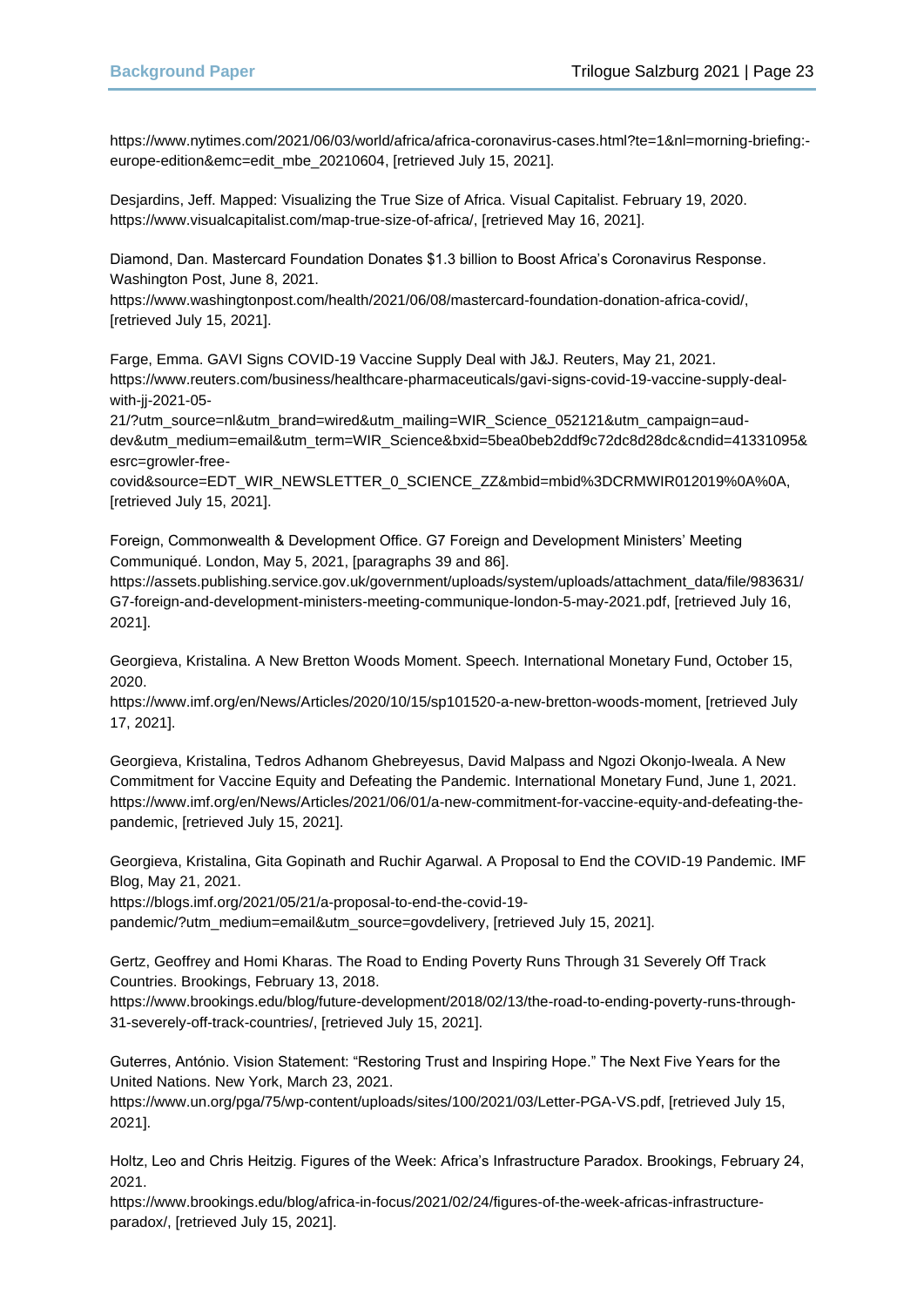https://www.nytimes.com/2021/06/03/world/africa/africa-coronavirus-cases.html?te=1&nl=morning-briefing:-europe-edition&emc=edit_mbe_20210604, [retrieved July 15, 2021].

Desjardins, Jeff. Mapped: Visualizing the True Size of Africa. Visual Capitalist. February 19, 2020. https://www.visualcapitalist.com/map-true-size-of-africa/, [retrieved May 16, 2021].

Diamond, Dan. Mastercard Foundation Donates $1.3 billion to Boost Africa's Coronavirus Response. Washington Post, June 8, 2021.
https://www.washingtonpost.com/health/2021/06/08/mastercard-foundation-donation-africa-covid/, [retrieved July 15, 2021].

Farge, Emma. GAVI Signs COVID-19 Vaccine Supply Deal with J&J. Reuters, May 21, 2021. https://www.reuters.com/business/healthcare-pharmaceuticals/gavi-signs-covid-19-vaccine-supply-deal-with-jj-2021-05-21/?utm_source=nl&utm_brand=wired&utm_mailing=WIR_Science_052121&utm_campaign=aud-dev&utm_medium=email&utm_term=WIR_Science&bxid=5bea0beb2ddf9c72dc8d28dc&cndid=41331095&esrc=growler-free-covid&source=EDT_WIR_NEWSLETTER_0_SCIENCE_ZZ&mbid=mbid%3DCRMWIR012019%0A%0A, [retrieved July 15, 2021].

Foreign, Commonwealth & Development Office. G7 Foreign and Development Ministers' Meeting Communiqué. London, May 5, 2021, [paragraphs 39 and 86].
https://assets.publishing.service.gov.uk/government/uploads/system/uploads/attachment_data/file/983631/G7-foreign-and-development-ministers-meeting-communique-london-5-may-2021.pdf, [retrieved July 16, 2021].

Georgieva, Kristalina. A New Bretton Woods Moment. Speech. International Monetary Fund, October 15, 2020.
https://www.imf.org/en/News/Articles/2020/10/15/sp101520-a-new-bretton-woods-moment, [retrieved July 17, 2021].

Georgieva, Kristalina, Tedros Adhanom Ghebreyesus, David Malpass and Ngozi Okonjo-Iweala. A New Commitment for Vaccine Equity and Defeating the Pandemic. International Monetary Fund, June 1, 2021. https://www.imf.org/en/News/Articles/2021/06/01/a-new-commitment-for-vaccine-equity-and-defeating-the-pandemic, [retrieved July 15, 2021].

Georgieva, Kristalina, Gita Gopinath and Ruchir Agarwal. A Proposal to End the COVID-19 Pandemic. IMF Blog, May 21, 2021.
https://blogs.imf.org/2021/05/21/a-proposal-to-end-the-covid-19-pandemic/?utm_medium=email&utm_source=govdelivery, [retrieved July 15, 2021].

Gertz, Geoffrey and Homi Kharas. The Road to Ending Poverty Runs Through 31 Severely Off Track Countries. Brookings, February 13, 2018.
https://www.brookings.edu/blog/future-development/2018/02/13/the-road-to-ending-poverty-runs-through-31-severely-off-track-countries/, [retrieved July 15, 2021].

Guterres, António. Vision Statement: "Restoring Trust and Inspiring Hope." The Next Five Years for the United Nations. New York, March 23, 2021.
https://www.un.org/pga/75/wp-content/uploads/sites/100/2021/03/Letter-PGA-VS.pdf, [retrieved July 15, 2021].

Holtz, Leo and Chris Heitzig. Figures of the Week: Africa's Infrastructure Paradox. Brookings, February 24, 2021.
https://www.brookings.edu/blog/africa-in-focus/2021/02/24/figures-of-the-week-africas-infrastructure-paradox/, [retrieved July 15, 2021].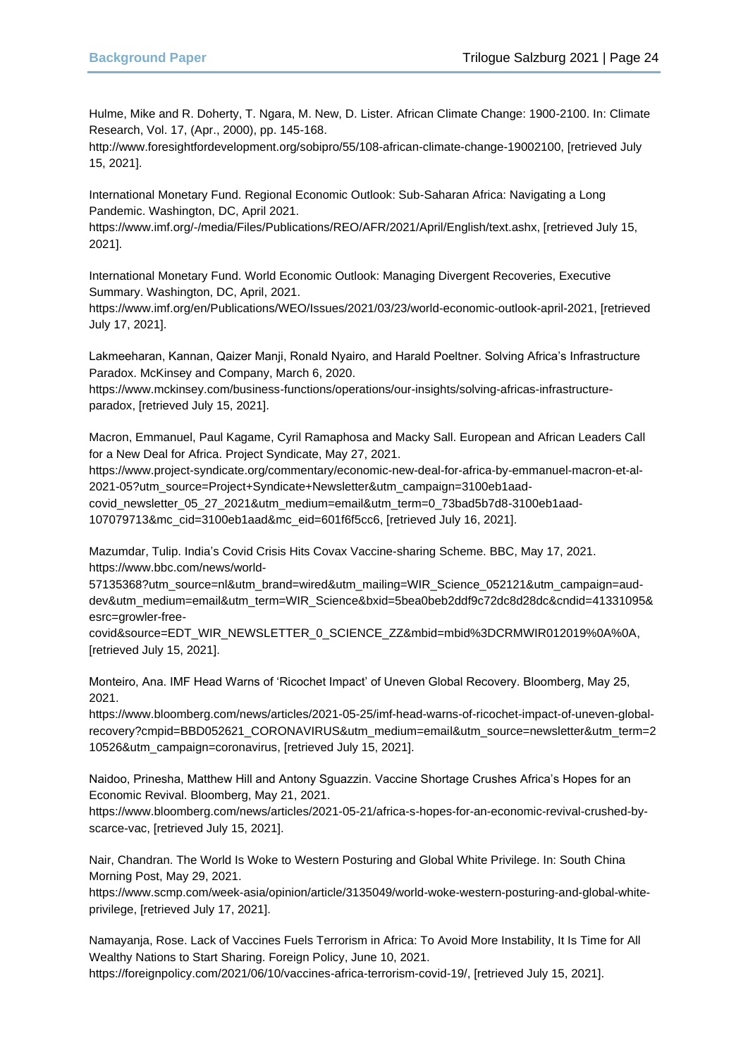Hulme, Mike and R. Doherty, T. Ngara, M. New, D. Lister. African Climate Change: 1900-2100. In: Climate Research, Vol. 17, (Apr., 2000), pp. 145-168.
http://www.foresightfordevelopment.org/sobipro/55/108-african-climate-change-19002100, [retrieved July 15, 2021].

International Monetary Fund. Regional Economic Outlook: Sub-Saharan Africa: Navigating a Long Pandemic. Washington, DC, April 2021.
https://www.imf.org/-/media/Files/Publications/REO/AFR/2021/April/English/text.ashx, [retrieved July 15, 2021].

International Monetary Fund. World Economic Outlook: Managing Divergent Recoveries, Executive Summary. Washington, DC, April, 2021.
https://www.imf.org/en/Publications/WEO/Issues/2021/03/23/world-economic-outlook-april-2021, [retrieved July 17, 2021].

Lakmeeharan, Kannan, Qaizer Manji, Ronald Nyairo, and Harald Poeltner. Solving Africa's Infrastructure Paradox. McKinsey and Company, March 6, 2020.
https://www.mckinsey.com/business-functions/operations/our-insights/solving-africas-infrastructure-paradox, [retrieved July 15, 2021].

Macron, Emmanuel, Paul Kagame, Cyril Ramaphosa and Macky Sall. European and African Leaders Call for a New Deal for Africa. Project Syndicate, May 27, 2021.
https://www.project-syndicate.org/commentary/economic-new-deal-for-africa-by-emmanuel-macron-et-al-2021-05?utm_source=Project+Syndicate+Newsletter&utm_campaign=3100eb1aad-covid_newsletter_05_27_2021&utm_medium=email&utm_term=0_73bad5b7d8-3100eb1aad-107079713&mc_cid=3100eb1aad&mc_eid=601f6f5cc6, [retrieved July 16, 2021].

Mazumdar, Tulip. India's Covid Crisis Hits Covax Vaccine-sharing Scheme. BBC, May 17, 2021.
https://www.bbc.com/news/world-57135368?utm_source=nl&utm_brand=wired&utm_mailing=WIR_Science_052121&utm_campaign=aud-dev&utm_medium=email&utm_term=WIR_Science&bxid=5bea0beb2ddf9c72dc8d28dc&cndid=41331095&esrc=growler-free-covid&source=EDT_WIR_NEWSLETTER_0_SCIENCE_ZZ&mbid=mbid%3DCRMWIR012019%0A%0A, [retrieved July 15, 2021].

Monteiro, Ana. IMF Head Warns of 'Ricochet Impact' of Uneven Global Recovery. Bloomberg, May 25, 2021.
https://www.bloomberg.com/news/articles/2021-05-25/imf-head-warns-of-ricochet-impact-of-uneven-global-recovery?cmpid=BBD052621_CORONAVIRUS&utm_medium=email&utm_source=newsletter&utm_term=210526&utm_campaign=coronavirus, [retrieved July 15, 2021].

Naidoo, Prinesha, Matthew Hill and Antony Sguazzin. Vaccine Shortage Crushes Africa's Hopes for an Economic Revival. Bloomberg, May 21, 2021.
https://www.bloomberg.com/news/articles/2021-05-21/africa-s-hopes-for-an-economic-revival-crushed-by-scarce-vac, [retrieved July 15, 2021].

Nair, Chandran. The World Is Woke to Western Posturing and Global White Privilege. In: South China Morning Post, May 29, 2021.
https://www.scmp.com/week-asia/opinion/article/3135049/world-woke-western-posturing-and-global-white-privilege, [retrieved July 17, 2021].

Namayanja, Rose. Lack of Vaccines Fuels Terrorism in Africa: To Avoid More Instability, It Is Time for All Wealthy Nations to Start Sharing. Foreign Policy, June 10, 2021.
https://foreignpolicy.com/2021/06/10/vaccines-africa-terrorism-covid-19/, [retrieved July 15, 2021].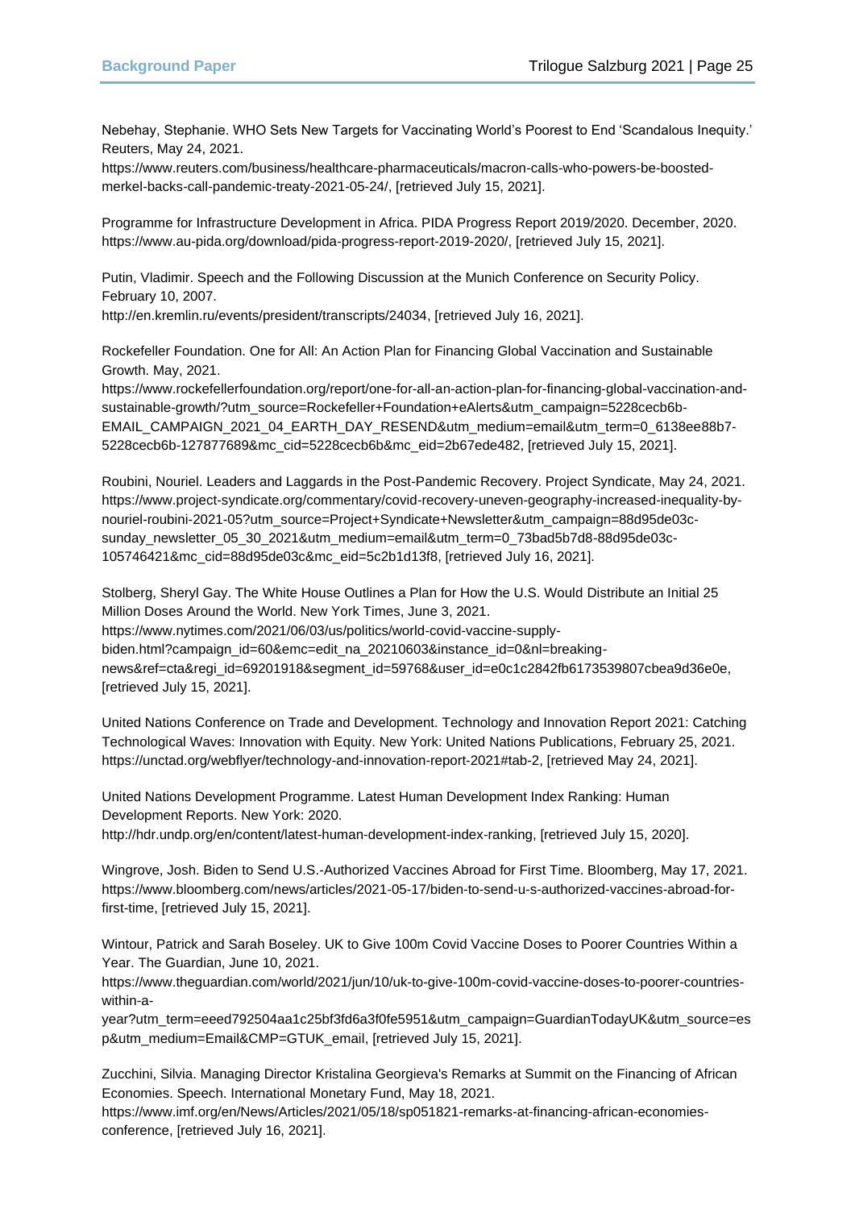Nebehay, Stephanie. WHO Sets New Targets for Vaccinating World's Poorest to End 'Scandalous Inequity.' Reuters, May 24, 2021.
https://www.reuters.com/business/healthcare-pharmaceuticals/macron-calls-who-powers-be-boosted-merkel-backs-call-pandemic-treaty-2021-05-24/, [retrieved July 15, 2021].

Programme for Infrastructure Development in Africa. PIDA Progress Report 2019/2020. December, 2020. https://www.au-pida.org/download/pida-progress-report-2019-2020/, [retrieved July 15, 2021].

Putin, Vladimir. Speech and the Following Discussion at the Munich Conference on Security Policy. February 10, 2007.
http://en.kremlin.ru/events/president/transcripts/24034, [retrieved July 16, 2021].

Rockefeller Foundation. One for All: An Action Plan for Financing Global Vaccination and Sustainable Growth. May, 2021.
https://www.rockefellerfoundation.org/report/one-for-all-an-action-plan-for-financing-global-vaccination-and-sustainable-growth/?utm_source=Rockefeller+Foundation+eAlerts&utm_campaign=5228cecb6b-EMAIL_CAMPAIGN_2021_04_EARTH_DAY_RESEND&utm_medium=email&utm_term=0_6138ee88b7-5228cecb6b-127877689&mc_cid=5228cecb6b&mc_eid=2b67ede482, [retrieved July 15, 2021].

Roubini, Nouriel. Leaders and Laggards in the Post-Pandemic Recovery. Project Syndicate, May 24, 2021. https://www.project-syndicate.org/commentary/covid-recovery-uneven-geography-increased-inequality-by-nouriel-roubini-2021-05?utm_source=Project+Syndicate+Newsletter&utm_campaign=88d95de03c-sunday_newsletter_05_30_2021&utm_medium=email&utm_term=0_73bad5b7d8-88d95de03c-105746421&mc_cid=88d95de03c&mc_eid=5c2b1d13f8, [retrieved July 16, 2021].

Stolberg, Sheryl Gay. The White House Outlines a Plan for How the U.S. Would Distribute an Initial 25 Million Doses Around the World. New York Times, June 3, 2021.
https://www.nytimes.com/2021/06/03/us/politics/world-covid-vaccine-supply-biden.html?campaign_id=60&emc=edit_na_20210603&instance_id=0&nl=breaking-news&ref=cta&regi_id=69201918&segment_id=59768&user_id=e0c1c2842fb6173539807cbea9d36e0e, [retrieved July 15, 2021].

United Nations Conference on Trade and Development. Technology and Innovation Report 2021: Catching Technological Waves: Innovation with Equity. New York: United Nations Publications, February 25, 2021. https://unctad.org/webflyer/technology-and-innovation-report-2021#tab-2, [retrieved May 24, 2021].

United Nations Development Programme. Latest Human Development Index Ranking: Human Development Reports. New York: 2020.
http://hdr.undp.org/en/content/latest-human-development-index-ranking, [retrieved July 15, 2020].

Wingrove, Josh. Biden to Send U.S.-Authorized Vaccines Abroad for First Time. Bloomberg, May 17, 2021. https://www.bloomberg.com/news/articles/2021-05-17/biden-to-send-u-s-authorized-vaccines-abroad-for-first-time, [retrieved July 15, 2021].

Wintour, Patrick and Sarah Boseley. UK to Give 100m Covid Vaccine Doses to Poorer Countries Within a Year. The Guardian, June 10, 2021.
https://www.theguardian.com/world/2021/jun/10/uk-to-give-100m-covid-vaccine-doses-to-poorer-countries-within-a-year?utm_term=eeed792504aa1c25bf3fd6a3f0fe5951&utm_campaign=GuardianTodayUK&utm_source=esp&utm_medium=Email&CMP=GTUK_email, [retrieved July 15, 2021].

Zucchini, Silvia. Managing Director Kristalina Georgieva's Remarks at Summit on the Financing of African Economies. Speech. International Monetary Fund, May 18, 2021.
https://www.imf.org/en/News/Articles/2021/05/18/sp051821-remarks-at-financing-african-economies-conference, [retrieved July 16, 2021].